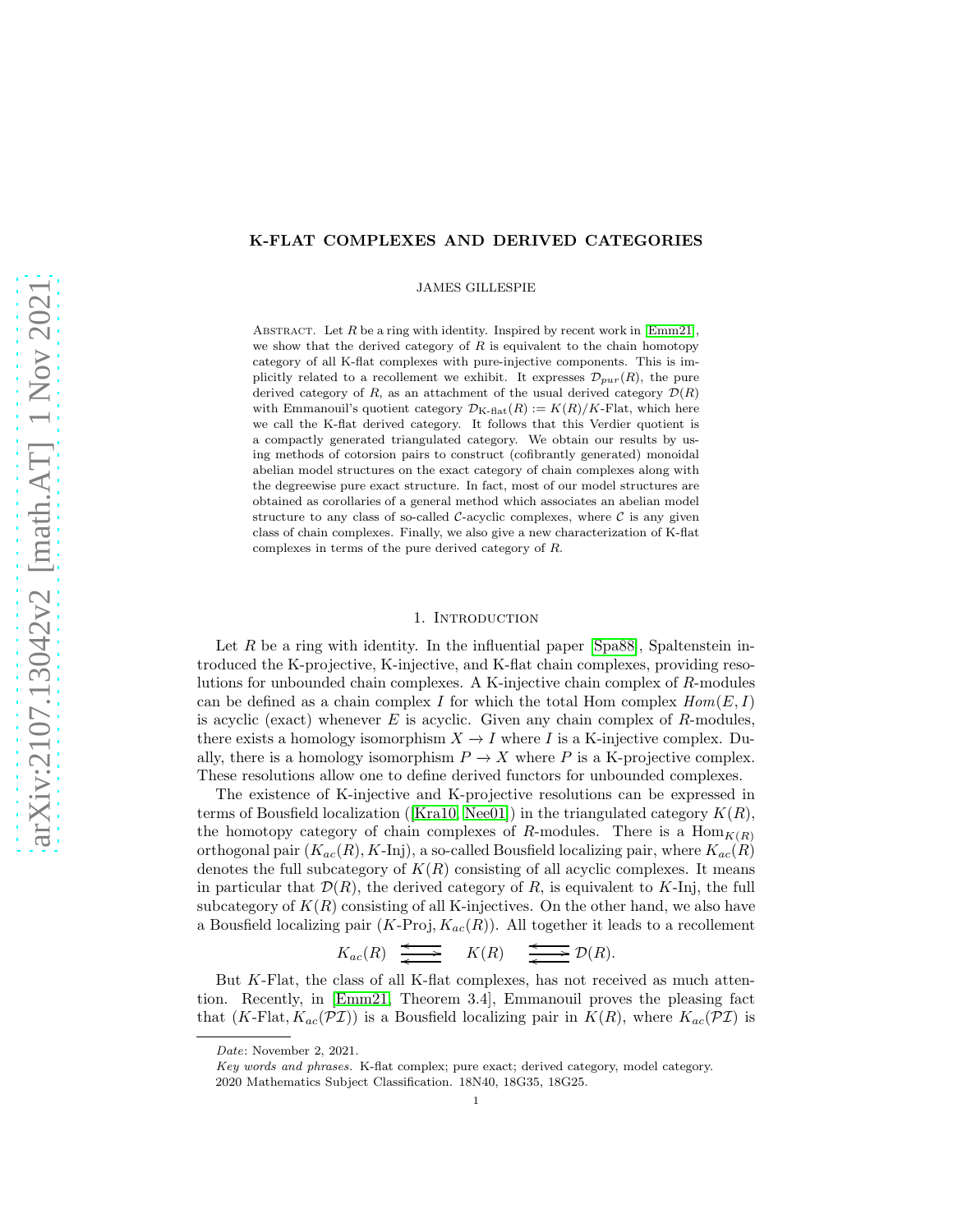# K-FLAT COMPLEXES AND DERIVED CATEGORIES

JAMES GILLESPIE

ABSTRACT. Let $R$ be a ring with identity. Inspired by recent work in [Emm21], we show that the derived category of $R$ is equivalent to the chain homotopy category of all K-flat complexes with pure-injective components. This is implicitly related to a recollement we exhibit. It expresses $\mathcal{D}_{pur}(R)$, the pure derived category of $R$, as an attachment of the usual derived category $\mathcal{D}(R)$ with Emmanouil's quotient category $\mathcal{D}_{\text{K-flat}}(R) := K(R)/K\text{-Flat}$, which here we call the K-flat derived category. It follows that this Verdier quotient is a compactly generated triangulated category. We obtain our results by using methods of cotorsion pairs to construct (cofibrantly generated) monoidal abelian model structures on the exact category of chain complexes along with the degreewise pure exact structure. In fact, most of our model structures are obtained as corollaries of a general method which associates an abelian model structure to any class of so-called $\mathcal{C}$-acyclic complexes, where $\mathcal{C}$ is any given class of chain complexes. Finally, we also give a new characterization of K-flat complexes in terms of the pure derived category of $R$.

## 1. Introduction

Let $R$ be a ring with identity. In the influential paper [Spa88], Spaltenstein introduced the K-projective, K-injective, and K-flat chain complexes, providing resolutions for unbounded chain complexes. A K-injective chain complex of $R$-modules can be defined as a chain complex $I$ for which the total Hom complex $Hom(E, I)$ is acyclic (exact) whenever $E$ is acyclic. Given any chain complex of $R$-modules, there exists a homology isomorphism $X \to I$ where $I$ is a K-injective complex. Dually, there is a homology isomorphism $P \to X$ where $P$ is a K-projective complex. These resolutions allow one to define derived functors for unbounded complexes.

The existence of K-injective and K-projective resolutions can be expressed in terms of Bousfield localization ([Kra10, Nee01]) in the triangulated category $K(R)$, the homotopy category of chain complexes of $R$-modules. There is a $\text{Hom}_{K(R)}$ orthogonal pair $(K_{ac}(R), K\text{-Inj})$, a so-called Bousfield localizing pair, where $K_{ac}(R)$ denotes the full subcategory of $K(R)$ consisting of all acyclic complexes. It means in particular that $\mathcal{D}(R)$, the derived category of $R$, is equivalent to $K$-Inj, the full subcategory of $K(R)$ consisting of all K-injectives. On the other hand, we also have a Bousfield localizing pair $(K\text{-Proj}, K_{ac}(R))$. All together it leads to a recollement

$$K_{ac}(R) \quad \begin{smallmatrix}\longleftarrow\\ \longrightarrow\\ \longleftarrow\end{smallmatrix} \quad K(R) \quad \begin{smallmatrix}\longleftarrow\\ \longrightarrow\\ \longleftarrow\end{smallmatrix} \quad \mathcal{D}(R).$$

But $K$-Flat, the class of all K-flat complexes, has not received as much attention. Recently, in [Emm21, Theorem 3.4], Emmanouil proves the pleasing fact that $(K\text{-Flat}, K_{ac}(\mathcal{PI}))$ is a Bousfield localizing pair in $K(R)$, where $K_{ac}(\mathcal{PI})$ is

---

*Date*: November 2, 2021.

*Key words and phrases.* K-flat complex; pure exact; derived category, model category.

2020 Mathematics Subject Classification. 18N40, 18G35, 18G25.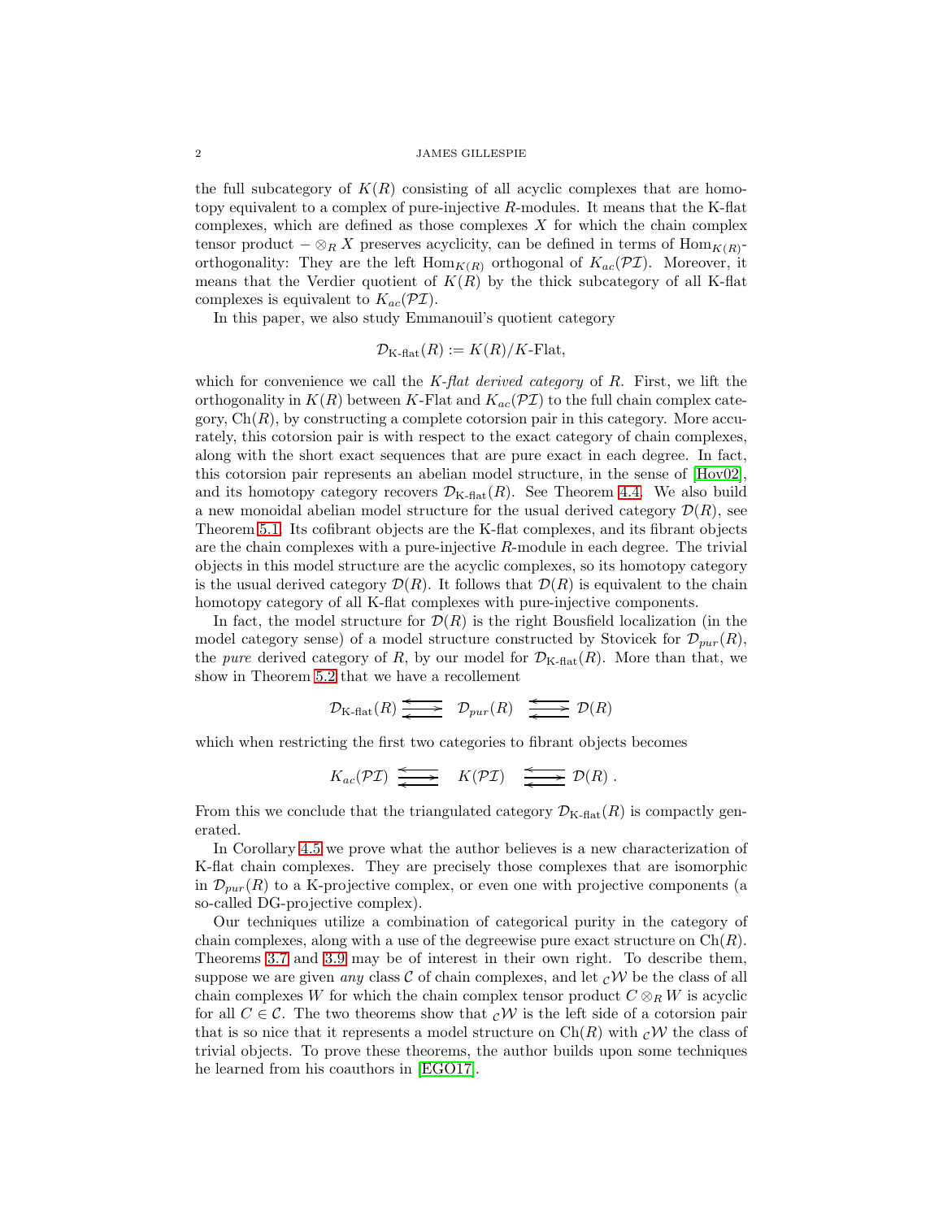the full subcategory of $K(R)$ consisting of all acyclic complexes that are homotopy equivalent to a complex of pure-injective $R$-modules. It means that the K-flat complexes, which are defined as those complexes $X$ for which the chain complex tensor product $-\otimes_R X$ preserves acyclicity, can be defined in terms of $\mathrm{Hom}_{K(R)}$-orthogonality: They are the left $\mathrm{Hom}_{K(R)}$ orthogonal of $K_{ac}(\mathcal{PI})$. Moreover, it means that the Verdier quotient of $K(R)$ by the thick subcategory of all K-flat complexes is equivalent to $K_{ac}(\mathcal{PI})$.

In this paper, we also study Emmanouil's quotient category

$$\mathcal{D}_{\text{K-flat}}(R) := K(R)/K\text{-Flat},$$

which for convenience we call the *K-flat derived category* of $R$. First, we lift the orthogonality in $K(R)$ between $K$-Flat and $K_{ac}(\mathcal{PI})$ to the full chain complex category, $\mathrm{Ch}(R)$, by constructing a complete cotorsion pair in this category. More accurately, this cotorsion pair is with respect to the exact category of chain complexes, along with the short exact sequences that are pure exact in each degree. In fact, this cotorsion pair represents an abelian model structure, in the sense of [Hov02], and its homotopy category recovers $\mathcal{D}_{\text{K-flat}}(R)$. See Theorem 4.4. We also build a new monoidal abelian model structure for the usual derived category $\mathcal{D}(R)$, see Theorem 5.1. Its cofibrant objects are the K-flat complexes, and its fibrant objects are the chain complexes with a pure-injective $R$-module in each degree. The trivial objects in this model structure are the acyclic complexes, so its homotopy category is the usual derived category $\mathcal{D}(R)$. It follows that $\mathcal{D}(R)$ is equivalent to the chain homotopy category of all K-flat complexes with pure-injective components.

In fact, the model structure for $\mathcal{D}(R)$ is the right Bousfield localization (in the model category sense) of a model structure constructed by Stovicek for $\mathcal{D}_{pur}(R)$, the *pure* derived category of $R$, by our model for $\mathcal{D}_{\text{K-flat}}(R)$. More than that, we show in Theorem 5.2 that we have a recollement

$$\mathcal{D}_{\text{K-flat}}(R) \rightleftarrows \mathcal{D}_{pur}(R) \rightleftarrows \mathcal{D}(R)$$

which when restricting the first two categories to fibrant objects becomes

$$K_{ac}(\mathcal{PI}) \rightleftarrows K(\mathcal{PI}) \rightleftarrows \mathcal{D}(R)\ .$$

From this we conclude that the triangulated category $\mathcal{D}_{\text{K-flat}}(R)$ is compactly generated.

In Corollary 4.5 we prove what the author believes is a new characterization of K-flat chain complexes. They are precisely those complexes that are isomorphic in $\mathcal{D}_{pur}(R)$ to a K-projective complex, or even one with projective components (a so-called DG-projective complex).

Our techniques utilize a combination of categorical purity in the category of chain complexes, along with a use of the degreewise pure exact structure on $\mathrm{Ch}(R)$. Theorems 3.7 and 3.9 may be of interest in their own right. To describe them, suppose we are given *any* class $\mathcal{C}$ of chain complexes, and let ${}_{\mathcal{C}}\mathcal{W}$ be the class of all chain complexes $W$ for which the chain complex tensor product $C \otimes_R W$ is acyclic for all $C \in \mathcal{C}$. The two theorems show that ${}_{\mathcal{C}}\mathcal{W}$ is the left side of a cotorsion pair that is so nice that it represents a model structure on $\mathrm{Ch}(R)$ with ${}_{\mathcal{C}}\mathcal{W}$ the class of trivial objects. To prove these theorems, the author builds upon some techniques he learned from his coauthors in [EGO17].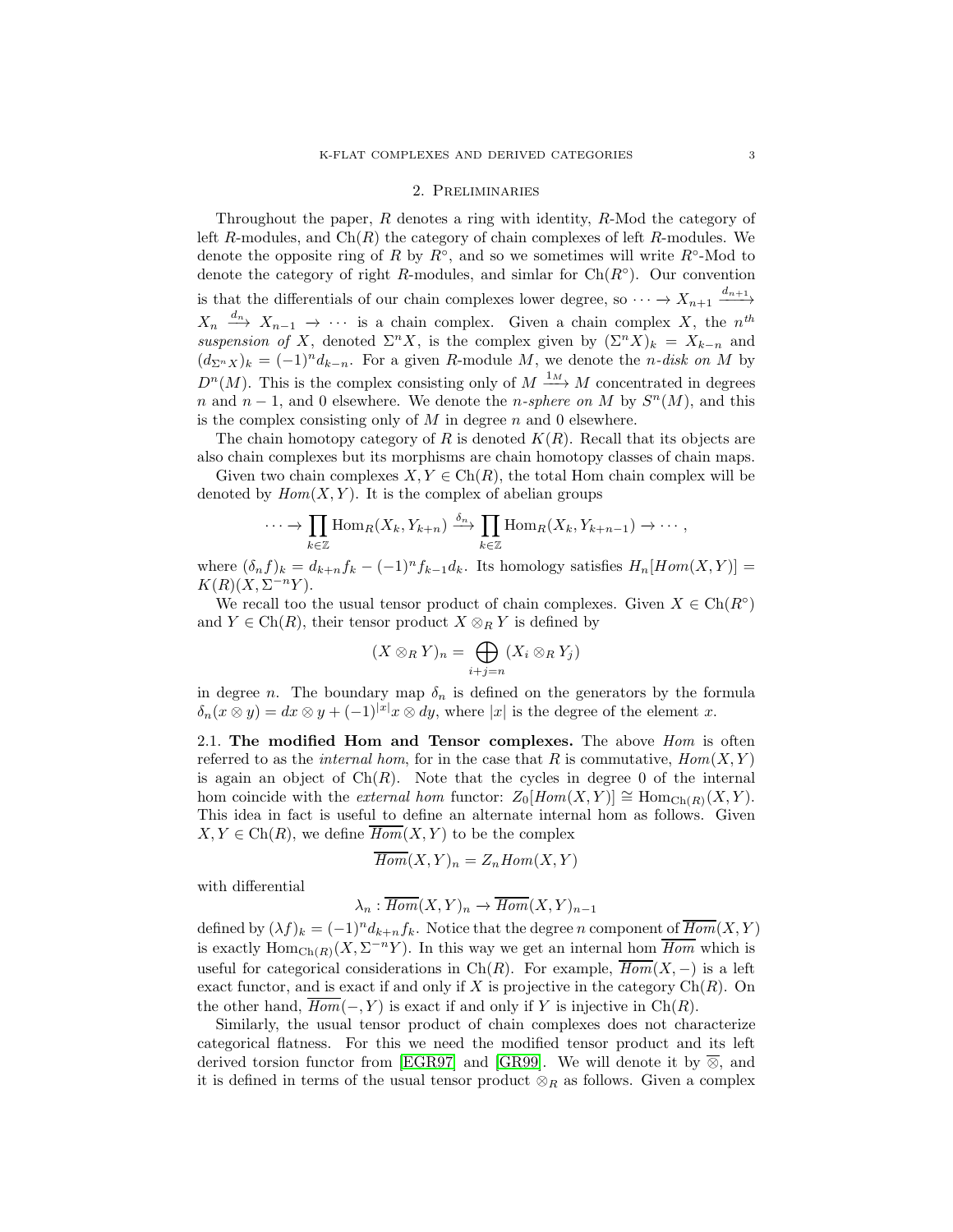## 2. Preliminaries

Throughout the paper, $R$ denotes a ring with identity, $R$-Mod the category of left $R$-modules, and $\mathrm{Ch}(R)$ the category of chain complexes of left $R$-modules. We denote the opposite ring of $R$ by $R^\circ$, and so we sometimes will write $R^\circ$-Mod to denote the category of right $R$-modules, and simlar for $\mathrm{Ch}(R^\circ)$. Our convention is that the differentials of our chain complexes lower degree, so $\cdots \to X_{n+1} \xrightarrow{d_{n+1}} X_n \xrightarrow{d_n} X_{n-1} \to \cdots$ is a chain complex. Given a chain complex $X$, the $n^{th}$ *suspension of* $X$, denoted $\Sigma^n X$, is the complex given by $(\Sigma^n X)_k = X_{k-n}$ and $(d_{\Sigma^n X})_k = (-1)^n d_{k-n}$. For a given $R$-module $M$, we denote the *n-disk on* $M$ by $D^n(M)$. This is the complex consisting only of $M \xrightarrow{1_M} M$ concentrated in degrees $n$ and $n-1$, and 0 elsewhere. We denote the *n-sphere on* $M$ by $S^n(M)$, and this is the complex consisting only of $M$ in degree $n$ and 0 elsewhere.

The chain homotopy category of $R$ is denoted $K(R)$. Recall that its objects are also chain complexes but its morphisms are chain homotopy classes of chain maps.

Given two chain complexes $X, Y \in \mathrm{Ch}(R)$, the total Hom chain complex will be denoted by $Hom(X, Y)$. It is the complex of abelian groups

$$\cdots \to \prod_{k\in\mathbb{Z}} \mathrm{Hom}_R(X_k, Y_{k+n}) \xrightarrow{\delta_n} \prod_{k\in\mathbb{Z}} \mathrm{Hom}_R(X_k, Y_{k+n-1}) \to \cdots,$$

where $(\delta_n f)_k = d_{k+n} f_k - (-1)^n f_{k-1} d_k$. Its homology satisfies $H_n[Hom(X, Y)] = K(R)(X, \Sigma^{-n} Y)$.

We recall too the usual tensor product of chain complexes. Given $X \in \mathrm{Ch}(R^\circ)$ and $Y \in \mathrm{Ch}(R)$, their tensor product $X \otimes_R Y$ is defined by

$$(X \otimes_R Y)_n = \bigoplus_{i+j=n} (X_i \otimes_R Y_j)$$

in degree $n$. The boundary map $\delta_n$ is defined on the generators by the formula $\delta_n(x \otimes y) = dx \otimes y + (-1)^{|x|} x \otimes dy$, where $|x|$ is the degree of the element $x$.

### 2.1. The modified Hom and Tensor complexes.

The above *Hom* is often referred to as the *internal hom*, for in the case that $R$ is commutative, $Hom(X, Y)$ is again an object of $\mathrm{Ch}(R)$. Note that the cycles in degree 0 of the internal hom coincide with the *external hom* functor: $Z_0[Hom(X, Y)] \cong \mathrm{Hom}_{\mathrm{Ch}(R)}(X, Y)$. This idea in fact is useful to define an alternate internal hom as follows. Given $X, Y \in \mathrm{Ch}(R)$, we define $\overline{Hom}(X, Y)$ to be the complex

$$\overline{Hom}(X, Y)_n = Z_n Hom(X, Y)$$

with differential

$$\lambda_n : \overline{Hom}(X, Y)_n \to \overline{Hom}(X, Y)_{n-1}$$

defined by $(\lambda f)_k = (-1)^n d_{k+n} f_k$. Notice that the degree $n$ component of $\overline{Hom}(X, Y)$ is exactly $\mathrm{Hom}_{\mathrm{Ch}(R)}(X, \Sigma^{-n} Y)$. In this way we get an internal hom $\overline{Hom}$ which is useful for categorical considerations in $\mathrm{Ch}(R)$. For example, $\overline{Hom}(X, -)$ is a left exact functor, and is exact if and only if $X$ is projective in the category $\mathrm{Ch}(R)$. On the other hand, $\overline{Hom}(-, Y)$ is exact if and only if $Y$ is injective in $\mathrm{Ch}(R)$.

Similarly, the usual tensor product of chain complexes does not characterize categorical flatness. For this we need the modified tensor product and its left derived torsion functor from [EGR97] and [GR99]. We will denote it by $\overline{\otimes}$, and it is defined in terms of the usual tensor product $\otimes_R$ as follows. Given a complex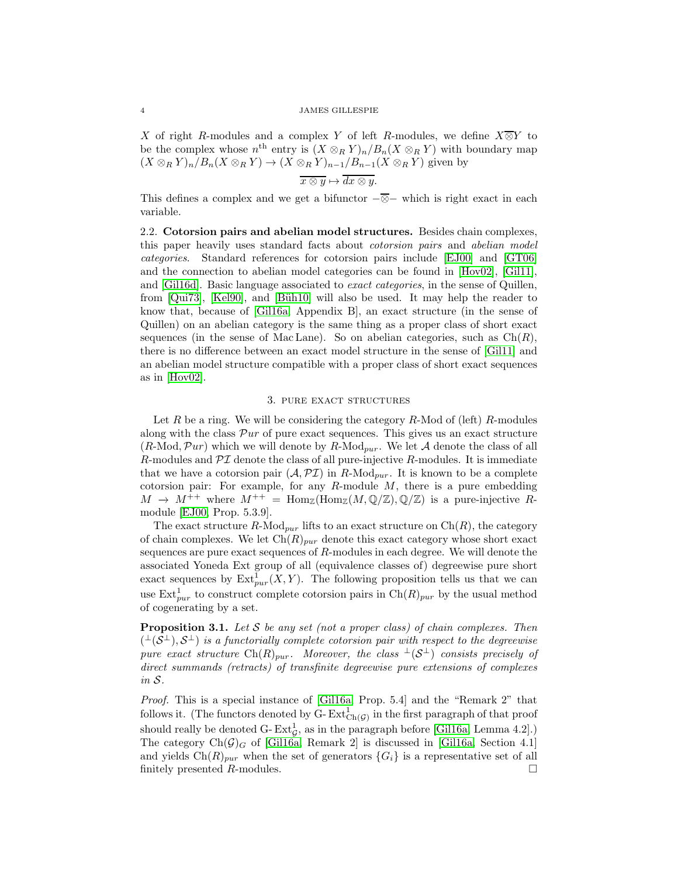$X$ of right $R$-modules and a complex $Y$ of left $R$-modules, we define $X\overline{\otimes}Y$ to be the complex whose $n^{\text{th}}$ entry is $(X \otimes_R Y)_n/B_n(X \otimes_R Y)$ with boundary map $(X \otimes_R Y)_n/B_n(X \otimes_R Y) \to (X \otimes_R Y)_{n-1}/B_{n-1}(X \otimes_R Y)$ given by

$$\overline{x \otimes y} \mapsto \overline{dx \otimes y}.$$

This defines a complex and we get a bifunctor $-\overline{\otimes}-$ which is right exact in each variable.

### 2.2. Cotorsion pairs and abelian model structures.

Besides chain complexes, this paper heavily uses standard facts about *cotorsion pairs* and *abelian model categories*. Standard references for cotorsion pairs include [EJ00] and [GT06] and the connection to abelian model categories can be found in [Hov02], [Gil11], and [Gil16d]. Basic language associated to *exact categories*, in the sense of Quillen, from [Qui73], [Kel90], and [Büh10] will also be used. It may help the reader to know that, because of [Gil16a, Appendix B], an exact structure (in the sense of Quillen) on an abelian category is the same thing as a proper class of short exact sequences (in the sense of Mac Lane). So on abelian categories, such as $\text{Ch}(R)$, there is no difference between an exact model structure in the sense of [Gil11] and an abelian model structure compatible with a proper class of short exact sequences as in [Hov02].

## 3. Pure exact structures

Let $R$ be a ring. We will be considering the category $R$-Mod of (left) $R$-modules along with the class $\mathcal{P}ur$ of pure exact sequences. This gives us an exact structure $(R\text{-Mod}, \mathcal{P}ur)$ which we will denote by $R\text{-Mod}_{pur}$. We let $\mathcal{A}$ denote the class of all $R$-modules and $\mathcal{PI}$ denote the class of all pure-injective $R$-modules. It is immediate that we have a cotorsion pair $(\mathcal{A}, \mathcal{PI})$ in $R\text{-Mod}_{pur}$. It is known to be a complete cotorsion pair: For example, for any $R$-module $M$, there is a pure embedding $M \to M^{++}$ where $M^{++} = \text{Hom}_{\mathbb{Z}}(\text{Hom}_{\mathbb{Z}}(M, \mathbb{Q}/\mathbb{Z}), \mathbb{Q}/\mathbb{Z})$ is a pure-injective $R$-module [EJ00, Prop. 5.3.9].

The exact structure $R\text{-Mod}_{pur}$ lifts to an exact structure on $\text{Ch}(R)$, the category of chain complexes. We let $\text{Ch}(R)_{pur}$ denote this exact category whose short exact sequences are pure exact sequences of $R$-modules in each degree. We will denote the associated Yoneda Ext group of all (equivalence classes of) degreewise pure short exact sequences by $\text{Ext}^1_{pur}(X, Y)$. The following proposition tells us that we can use $\text{Ext}^1_{pur}$ to construct complete cotorsion pairs in $\text{Ch}(R)_{pur}$ by the usual method of cogenerating by a set.

**Proposition 3.1.** *Let $\mathcal{S}$ be any set (not a proper class) of chain complexes. Then $({}^{\perp}(\mathcal{S}^{\perp}), \mathcal{S}^{\perp})$ is a functorially complete cotorsion pair with respect to the degreewise pure exact structure $\text{Ch}(R)_{pur}$. Moreover, the class ${}^{\perp}(\mathcal{S}^{\perp})$ consists precisely of direct summands (retracts) of transfinite degreewise pure extensions of complexes in $\mathcal{S}$.*

*Proof.* This is a special instance of [Gil16a, Prop. 5.4] and the "Remark 2" that follows it. (The functors denoted by $\text{G-}\text{Ext}^1_{\text{Ch}(\mathcal{G})}$ in the first paragraph of that proof should really be denoted $\text{G-}\text{Ext}^1_{\mathcal{G}}$, as in the paragraph before [Gil16a, Lemma 4.2].) The category $\text{Ch}(\mathcal{G})_G$ of [Gil16a, Remark 2] is discussed in [Gil16a, Section 4.1] and yields $\text{Ch}(R)_{pur}$ when the set of generators $\{G_i\}$ is a representative set of all finitely presented $R$-modules. □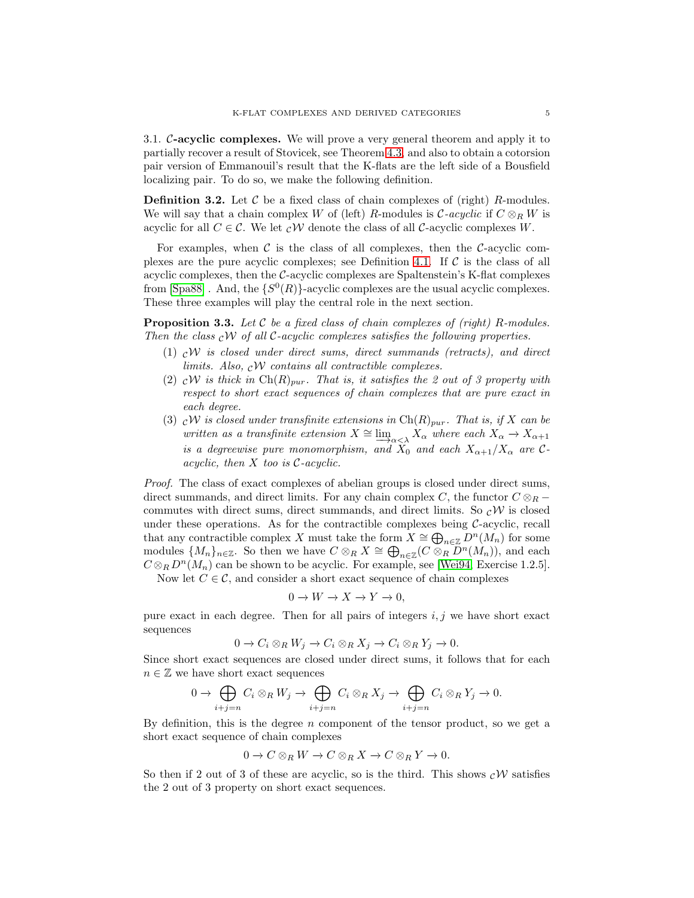### 3.1. $\mathcal{C}$-acyclic complexes.

We will prove a very general theorem and apply it to partially recover a result of Stovicek, see Theorem 4.3, and also to obtain a cotorsion pair version of Emmanouil's result that the K-flats are the left side of a Bousfield localizing pair. To do so, we make the following definition.

**Definition 3.2.** Let $\mathcal{C}$ be a fixed class of chain complexes of (right) $R$-modules. We will say that a chain complex $W$ of (left) $R$-modules is *$\mathcal{C}$-acyclic* if $C \otimes_R W$ is acyclic for all $C \in \mathcal{C}$. We let ${}_{\mathcal{C}}\mathcal{W}$ denote the class of all $\mathcal{C}$-acyclic complexes $W$.

For examples, when $\mathcal{C}$ is the class of all complexes, then the $\mathcal{C}$-acyclic complexes are the pure acyclic complexes; see Definition 4.1. If $\mathcal{C}$ is the class of all acyclic complexes, then the $\mathcal{C}$-acyclic complexes are Spaltenstein's K-flat complexes from [Spa88] . And, the $\{S^0(R)\}$-acyclic complexes are the usual acyclic complexes. These three examples will play the central role in the next section.

**Proposition 3.3.** *Let $\mathcal{C}$ be a fixed class of chain complexes of (right) $R$-modules. Then the class ${}_{\mathcal{C}}\mathcal{W}$ of all $\mathcal{C}$-acyclic complexes satisfies the following properties.*

1. *${}_{\mathcal{C}}\mathcal{W}$ is closed under direct sums, direct summands (retracts), and direct limits. Also, ${}_{\mathcal{C}}\mathcal{W}$ contains all contractible complexes.*
2. *${}_{\mathcal{C}}\mathcal{W}$ is thick in $\mathrm{Ch}(R)_{pur}$. That is, it satisfies the 2 out of 3 property with respect to short exact sequences of chain complexes that are pure exact in each degree.*
3. *${}_{\mathcal{C}}\mathcal{W}$ is closed under transfinite extensions in $\mathrm{Ch}(R)_{pur}$. That is, if $X$ can be written as a transfinite extension $X \cong \varinjlim_{\alpha<\lambda} X_\alpha$ where each $X_\alpha \to X_{\alpha+1}$ is a degreewise pure monomorphism, and $X_0$ and each $X_{\alpha+1}/X_\alpha$ are $\mathcal{C}$-acyclic, then $X$ too is $\mathcal{C}$-acyclic.*

*Proof.* The class of exact complexes of abelian groups is closed under direct sums, direct summands, and direct limits. For any chain complex $C$, the functor $C \otimes_R -$ commutes with direct sums, direct summands, and direct limits. So ${}_{\mathcal{C}}\mathcal{W}$ is closed under these operations. As for the contractible complexes being $\mathcal{C}$-acyclic, recall that any contractible complex $X$ must take the form $X \cong \bigoplus_{n\in\mathbb{Z}} D^n(M_n)$ for some modules $\{M_n\}_{n\in\mathbb{Z}}$. So then we have $C \otimes_R X \cong \bigoplus_{n\in\mathbb{Z}}(C \otimes_R D^n(M_n))$, and each $C \otimes_R D^n(M_n)$ can be shown to be acyclic. For example, see [Wei94, Exercise 1.2.5].

Now let $C \in \mathcal{C}$, and consider a short exact sequence of chain complexes

$$0 \to W \to X \to Y \to 0,$$

pure exact in each degree. Then for all pairs of integers $i, j$ we have short exact sequences

$$0 \to C_i \otimes_R W_j \to C_i \otimes_R X_j \to C_i \otimes_R Y_j \to 0.$$

Since short exact sequences are closed under direct sums, it follows that for each $n \in \mathbb{Z}$ we have short exact sequences

$$0 \to \bigoplus_{i+j=n} C_i \otimes_R W_j \to \bigoplus_{i+j=n} C_i \otimes_R X_j \to \bigoplus_{i+j=n} C_i \otimes_R Y_j \to 0.$$

By definition, this is the degree $n$ component of the tensor product, so we get a short exact sequence of chain complexes

$$0 \to C \otimes_R W \to C \otimes_R X \to C \otimes_R Y \to 0.$$

So then if 2 out of 3 of these are acyclic, so is the third. This shows ${}_{\mathcal{C}}\mathcal{W}$ satisfies the 2 out of 3 property on short exact sequences.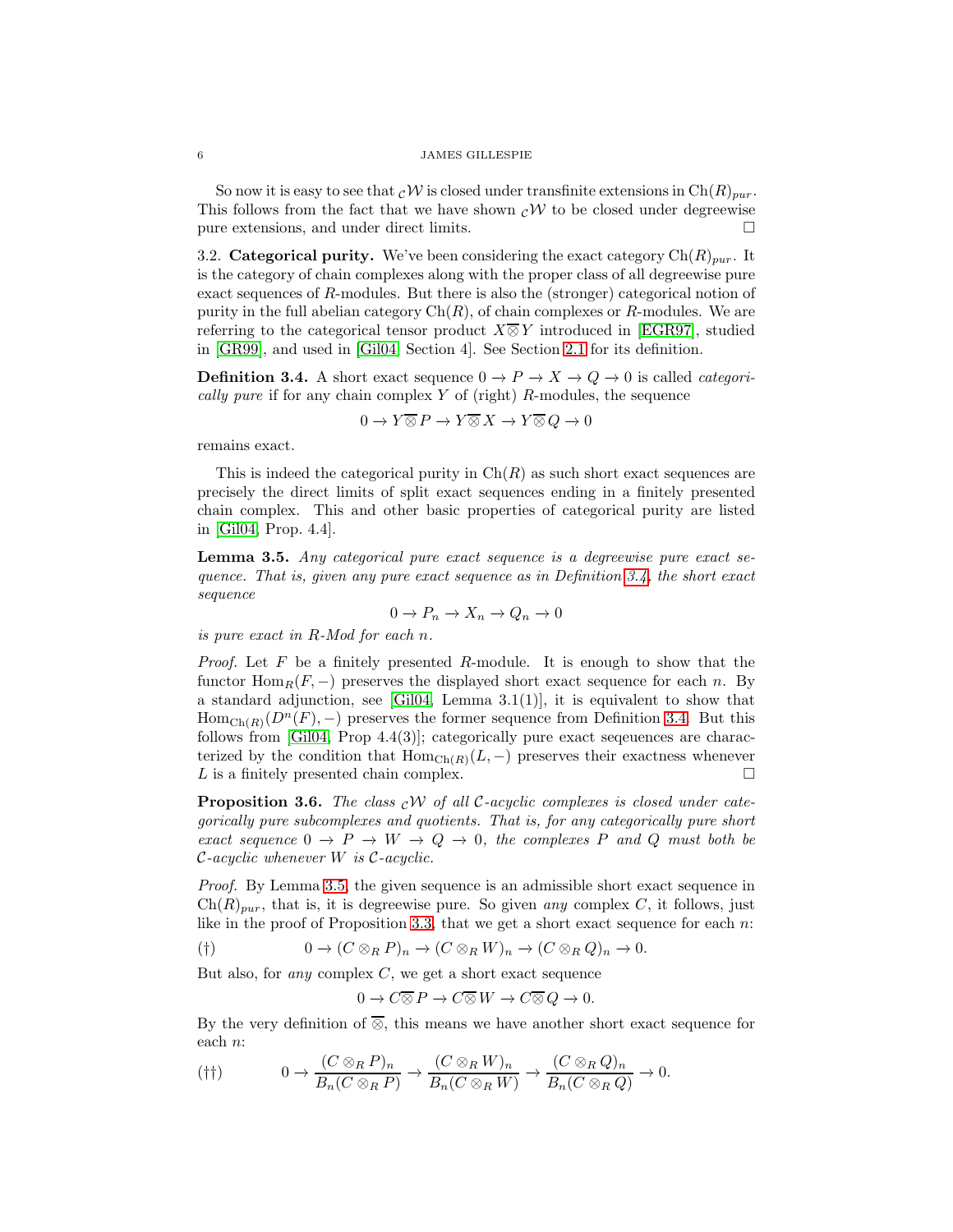So now it is easy to see that ${}_{\mathcal{C}}\mathcal{W}$ is closed under transfinite extensions in $\mathrm{Ch}(R)_{pur}$. This follows from the fact that we have shown ${}_{\mathcal{C}}\mathcal{W}$ to be closed under degreewise pure extensions, and under direct limits. $\square$

### 3.2. Categorical purity.

We've been considering the exact category $\mathrm{Ch}(R)_{pur}$. It is the category of chain complexes along with the proper class of all degreewise pure exact sequences of $R$-modules. But there is also the (stronger) categorical notion of purity in the full abelian category $\mathrm{Ch}(R)$, of chain complexes or $R$-modules. We are referring to the categorical tensor product $X \overline{\otimes} Y$ introduced in [EGR97], studied in [GR99], and used in [Gil04, Section 4]. See Section 2.1 for its definition.

**Definition 3.4.** A short exact sequence $0 \to P \to X \to Q \to 0$ is called *categorically pure* if for any chain complex $Y$ of (right) $R$-modules, the sequence

$$0 \to Y \overline{\otimes} P \to Y \overline{\otimes} X \to Y \overline{\otimes} Q \to 0$$

remains exact.

This is indeed the categorical purity in $\mathrm{Ch}(R)$ as such short exact sequences are precisely the direct limits of split exact sequences ending in a finitely presented chain complex. This and other basic properties of categorical purity are listed in [Gil04, Prop. 4.4].

**Lemma 3.5.** *Any categorical pure exact sequence is a degreewise pure exact sequence. That is, given any pure exact sequence as in Definition 3.4, the short exact sequence*

$$0 \to P_n \to X_n \to Q_n \to 0$$

*is pure exact in R-Mod for each n.*

*Proof.* Let $F$ be a finitely presented $R$-module. It is enough to show that the functor $\mathrm{Hom}_R(F, -)$ preserves the displayed short exact sequence for each $n$. By a standard adjunction, see [Gil04, Lemma 3.1(1)], it is equivalent to show that $\mathrm{Hom}_{\mathrm{Ch}(R)}(D^n(F), -)$ preserves the former sequence from Definition 3.4. But this follows from [Gil04, Prop 4.4(3)]; categorically pure exact seqeuences are characterized by the condition that $\mathrm{Hom}_{\mathrm{Ch}(R)}(L, -)$ preserves their exactness whenever $L$ is a finitely presented chain complex. $\square$

**Proposition 3.6.** *The class ${}_{\mathcal{C}}\mathcal{W}$ of all $\mathcal{C}$-acyclic complexes is closed under categorically pure subcomplexes and quotients. That is, for any categorically pure short exact sequence $0 \to P \to W \to Q \to 0$, the complexes $P$ and $Q$ must both be $\mathcal{C}$-acyclic whenever $W$ is $\mathcal{C}$-acyclic.*

*Proof.* By Lemma 3.5, the given sequence is an admissible short exact sequence in $\mathrm{Ch}(R)_{pur}$, that is, it is degreewise pure. So given *any* complex $C$, it follows, just like in the proof of Proposition 3.3, that we get a short exact sequence for each $n$:

$$(\dagger) \qquad 0 \to (C \otimes_R P)_n \to (C \otimes_R W)_n \to (C \otimes_R Q)_n \to 0.$$

But also, for *any* complex $C$, we get a short exact sequence

$$0 \to C \overline{\otimes} P \to C \overline{\otimes} W \to C \overline{\otimes} Q \to 0.$$

By the very definition of $\overline{\otimes}$, this means we have another short exact sequence for each $n$:

$$(\dagger\dagger) \qquad 0 \to \frac{(C \otimes_R P)_n}{B_n(C \otimes_R P)} \to \frac{(C \otimes_R W)_n}{B_n(C \otimes_R W)} \to \frac{(C \otimes_R Q)_n}{B_n(C \otimes_R Q)} \to 0.$$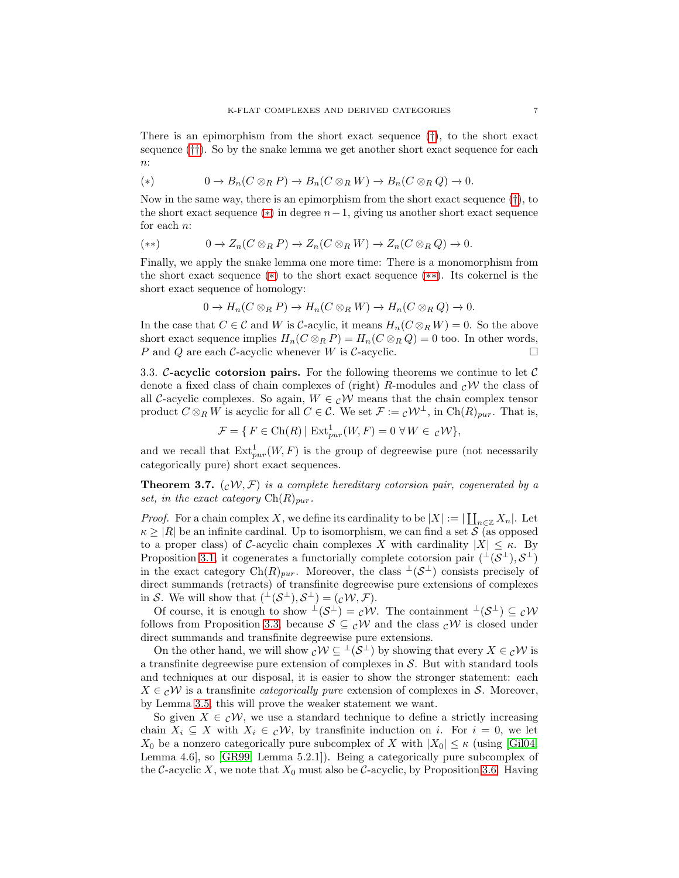There is an epimorphism from the short exact sequence (†), to the short exact sequence (††). So by the snake lemma we get another short exact sequence for each $n$:

$$(*) \qquad 0 \to B_n(C \otimes_R P) \to B_n(C \otimes_R W) \to B_n(C \otimes_R Q) \to 0.$$

Now in the same way, there is an epimorphism from the short exact sequence (†), to the short exact sequence (*) in degree $n-1$, giving us another short exact sequence for each $n$:

$$(**) \qquad 0 \to Z_n(C \otimes_R P) \to Z_n(C \otimes_R W) \to Z_n(C \otimes_R Q) \to 0.$$

Finally, we apply the snake lemma one more time: There is a monomorphism from the short exact sequence (*) to the short exact sequence (**). Its cokernel is the short exact sequence of homology:

$$0 \to H_n(C \otimes_R P) \to H_n(C \otimes_R W) \to H_n(C \otimes_R Q) \to 0.$$

In the case that $C \in \mathcal{C}$ and $W$ is $\mathcal{C}$-acylic, it means $H_n(C \otimes_R W) = 0$. So the above short exact sequence implies $H_n(C \otimes_R P) = H_n(C \otimes_R Q) = 0$ too. In other words, $P$ and $Q$ are each $\mathcal{C}$-acyclic whenever $W$ is $\mathcal{C}$-acyclic. $\square$

**3.3. $\mathcal{C}$-acyclic cotorsion pairs.** For the following theorems we continue to let $\mathcal{C}$ denote a fixed class of chain complexes of (right) $R$-modules and ${}_{\mathcal{C}}\mathcal{W}$ the class of all $\mathcal{C}$-acyclic complexes. So again, $W \in {}_{\mathcal{C}}\mathcal{W}$ means that the chain complex tensor product $C \otimes_R W$ is acyclic for all $C \in \mathcal{C}$. We set $\mathcal{F} := {}_{\mathcal{C}}\mathcal{W}^{\perp}$, in $\mathrm{Ch}(R)_{pur}$. That is,

$$\mathcal{F} = \{\, F \in \mathrm{Ch}(R) \mid \mathrm{Ext}^1_{pur}(W, F) = 0 \;\forall\, W \in {}_{\mathcal{C}}\mathcal{W}\},$$

and we recall that $\mathrm{Ext}^1_{pur}(W, F)$ is the group of degreewise pure (not necessarily categorically pure) short exact sequences.

**Theorem 3.7.** *$({}_{\mathcal{C}}\mathcal{W}, \mathcal{F})$ is a complete hereditary cotorsion pair, cogenerated by a set, in the exact category $\mathrm{Ch}(R)_{pur}$.*

*Proof.* For a chain complex $X$, we define its cardinality to be $|X| := |\coprod_{n\in\mathbb{Z}} X_n|$. Let $\kappa \geq |R|$ be an infinite cardinal. Up to isomorphism, we can find a set $\mathcal{S}$ (as opposed to a proper class) of $\mathcal{C}$-acyclic chain complexes $X$ with cardinality $|X| \leq \kappa$. By Proposition 3.1, it cogenerates a functorially complete cotorsion pair $({}^{\perp}(\mathcal{S}^{\perp}), \mathcal{S}^{\perp})$ in the exact category $\mathrm{Ch}(R)_{pur}$. Moreover, the class ${}^{\perp}(\mathcal{S}^{\perp})$ consists precisely of direct summands (retracts) of transfinite degreewise pure extensions of complexes in $\mathcal{S}$. We will show that $({}^{\perp}(\mathcal{S}^{\perp}), \mathcal{S}^{\perp}) = ({}_{\mathcal{C}}\mathcal{W}, \mathcal{F})$.

Of course, it is enough to show ${}^{\perp}(\mathcal{S}^{\perp}) = {}_{\mathcal{C}}\mathcal{W}$. The containment ${}^{\perp}(\mathcal{S}^{\perp}) \subseteq {}_{\mathcal{C}}\mathcal{W}$ follows from Proposition 3.3, because $\mathcal{S} \subseteq {}_{\mathcal{C}}\mathcal{W}$ and the class ${}_{\mathcal{C}}\mathcal{W}$ is closed under direct summands and transfinite degreewise pure extensions.

On the other hand, we will show ${}_{\mathcal{C}}\mathcal{W} \subseteq {}^{\perp}(\mathcal{S}^{\perp})$ by showing that every $X \in {}_{\mathcal{C}}\mathcal{W}$ is a transfinite degreewise pure extension of complexes in $\mathcal{S}$. But with standard tools and techniques at our disposal, it is easier to show the stronger statement: each $X \in {}_{\mathcal{C}}\mathcal{W}$ is a transfinite *categorically pure* extension of complexes in $\mathcal{S}$. Moreover, by Lemma 3.5, this will prove the weaker statement we want.

So given $X \in {}_{\mathcal{C}}\mathcal{W}$, we use a standard technique to define a strictly increasing chain $X_i \subseteq X$ with $X_i \in {}_{\mathcal{C}}\mathcal{W}$, by transfinite induction on $i$. For $i = 0$, we let $X_0$ be a nonzero categorically pure subcomplex of $X$ with $|X_0| \leq \kappa$ (using [Gil04, Lemma 4.6], so [GR99, Lemma 5.2.1]). Being a categorically pure subcomplex of the $\mathcal{C}$-acyclic $X$, we note that $X_0$ must also be $\mathcal{C}$-acyclic, by Proposition 3.6. Having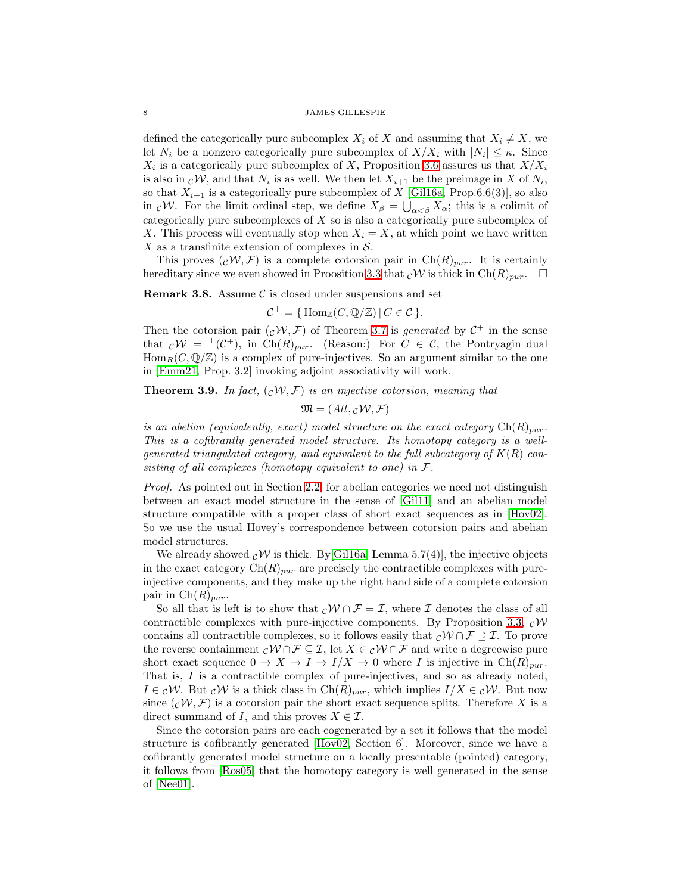defined the categorically pure subcomplex $X_i$ of $X$ and assuming that $X_i \neq X$, we let $N_i$ be a nonzero categorically pure subcomplex of $X/X_i$ with $|N_i| \leq \kappa$. Since $X_i$ is a categorically pure subcomplex of $X$, Proposition 3.6 assures us that $X/X_i$ is also in ${}_{\mathcal{C}}\mathcal{W}$, and that $N_i$ is as well. We then let $X_{i+1}$ be the preimage in $X$ of $N_i$, so that $X_{i+1}$ is a categorically pure subcomplex of $X$ [Gil16a, Prop.6.6(3)], so also in ${}_{\mathcal{C}}\mathcal{W}$. For the limit ordinal step, we define $X_\beta = \bigcup_{\alpha<\beta} X_\alpha$; this is a colimit of categorically pure subcomplexes of $X$ so is also a categorically pure subcomplex of $X$. This process will eventually stop when $X_i = X$, at which point we have written $X$ as a transfinite extension of complexes in $\mathcal{S}$.

This proves $({}_{\mathcal{C}}\mathcal{W}, \mathcal{F})$ is a complete cotorsion pair in $\mathrm{Ch}(R)_{pur}$. It is certainly hereditary since we even showed in Proosition 3.3 that ${}_{\mathcal{C}}\mathcal{W}$ is thick in $\mathrm{Ch}(R)_{pur}$. □

**Remark 3.8.** Assume $\mathcal{C}$ is closed under suspensions and set

$$\mathcal{C}^+ = \{\, \mathrm{Hom}_{\mathbb{Z}}(C, \mathbb{Q}/\mathbb{Z}) \,|\, C \in \mathcal{C}\,\}.$$

Then the cotorsion pair $({}_{\mathcal{C}}\mathcal{W}, \mathcal{F})$ of Theorem 3.7 is *generated* by $\mathcal{C}^+$ in the sense that ${}_{\mathcal{C}}\mathcal{W} = {}^{\perp}(\mathcal{C}^+)$, in $\mathrm{Ch}(R)_{pur}$. (Reason:) For $C \in \mathcal{C}$, the Pontryagin dual $\mathrm{Hom}_R(C, \mathbb{Q}/\mathbb{Z})$ is a complex of pure-injectives. So an argument similar to the one in [Emm21, Prop. 3.2] invoking adjoint associativity will work.

**Theorem 3.9.** *In fact, $({}_{\mathcal{C}}\mathcal{W}, \mathcal{F})$ is an injective cotorsion, meaning that*

$$\mathfrak{M} = (All, {}_{\mathcal{C}}\mathcal{W}, \mathcal{F})$$

*is an abelian (equivalently, exact) model structure on the exact category $\mathrm{Ch}(R)_{pur}$. This is a cofibrantly generated model structure. Its homotopy category is a well-generated triangulated category, and equivalent to the full subcategory of $K(R)$ consisting of all complexes (homotopy equivalent to one) in $\mathcal{F}$.*

*Proof.* As pointed out in Section 2.2, for abelian categories we need not distinguish between an exact model structure in the sense of [Gil11] and an abelian model structure compatible with a proper class of short exact sequences as in [Hov02]. So we use the usual Hovey's correspondence between cotorsion pairs and abelian model structures.

We already showed ${}_{\mathcal{C}}\mathcal{W}$ is thick. By [Gil16a, Lemma 5.7(4)], the injective objects in the exact category $\mathrm{Ch}(R)_{pur}$ are precisely the contractible complexes with pure-injective components, and they make up the right hand side of a complete cotorsion pair in $\mathrm{Ch}(R)_{pur}$.

So all that is left is to show that ${}_{\mathcal{C}}\mathcal{W} \cap \mathcal{F} = \mathcal{I}$, where $\mathcal{I}$ denotes the class of all contractible complexes with pure-injective components. By Proposition 3.3, ${}_{\mathcal{C}}\mathcal{W}$ contains all contractible complexes, so it follows easily that ${}_{\mathcal{C}}\mathcal{W} \cap \mathcal{F} \supseteq \mathcal{I}$. To prove the reverse containment ${}_{\mathcal{C}}\mathcal{W} \cap \mathcal{F} \subseteq \mathcal{I}$, let $X \in {}_{\mathcal{C}}\mathcal{W} \cap \mathcal{F}$ and write a degreewise pure short exact sequence $0 \to X \to I \to I/X \to 0$ where $I$ is injective in $\mathrm{Ch}(R)_{pur}$. That is, $I$ is a contractible complex of pure-injectives, and so as already noted, $I \in {}_{\mathcal{C}}\mathcal{W}$. But ${}_{\mathcal{C}}\mathcal{W}$ is a thick class in $\mathrm{Ch}(R)_{pur}$, which implies $I/X \in {}_{\mathcal{C}}\mathcal{W}$. But now since $({}_{\mathcal{C}}\mathcal{W}, \mathcal{F})$ is a cotorsion pair the short exact sequence splits. Therefore $X$ is a direct summand of $I$, and this proves $X \in \mathcal{I}$.

Since the cotorsion pairs are each cogenerated by a set it follows that the model structure is cofibrantly generated [Hov02, Section 6]. Moreover, since we have a cofibrantly generated model structure on a locally presentable (pointed) category, it follows from [Ros05] that the homotopy category is well generated in the sense of [Nee01].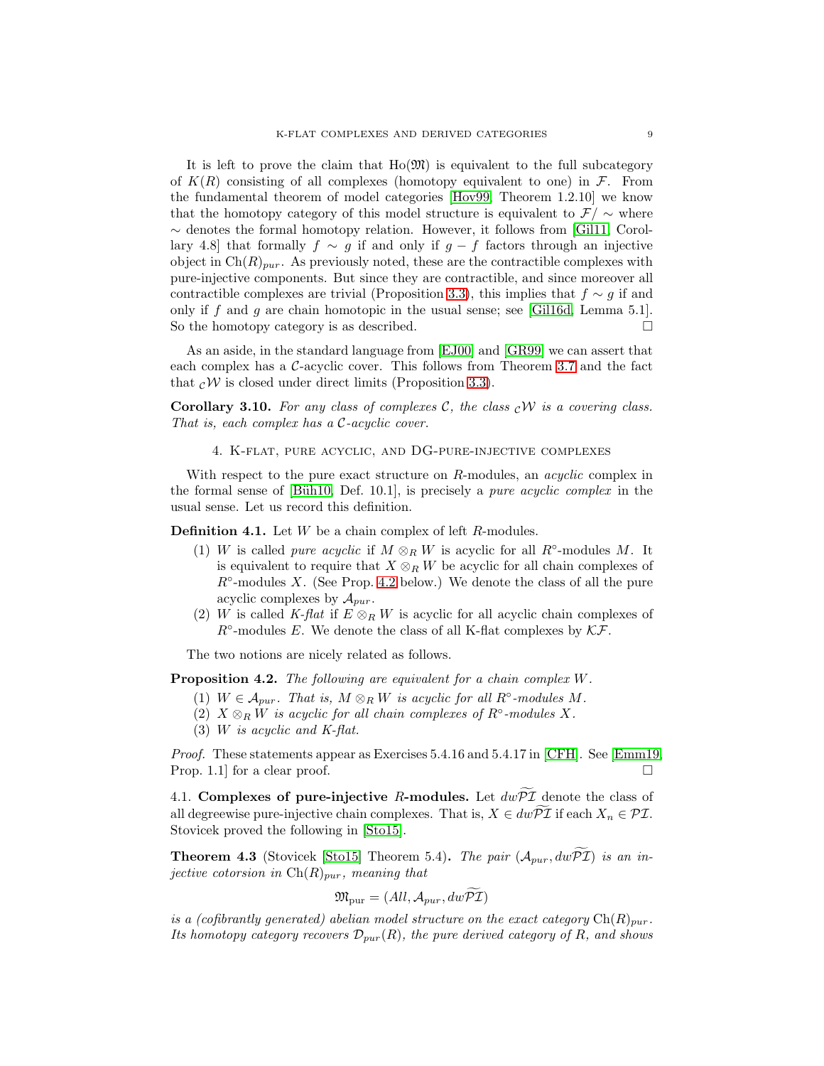It is left to prove the claim that $\mathrm{Ho}(\mathfrak{M})$ is equivalent to the full subcategory of $K(R)$ consisting of all complexes (homotopy equivalent to one) in $\mathcal{F}$. From the fundamental theorem of model categories [Hov99, Theorem 1.2.10] we know that the homotopy category of this model structure is equivalent to $\mathcal{F}/\sim$ where $\sim$ denotes the formal homotopy relation. However, it follows from [Gil11, Corollary 4.8] that formally $f \sim g$ if and only if $g - f$ factors through an injective object in $\mathrm{Ch}(R)_{pur}$. As previously noted, these are the contractible complexes with pure-injective components. But since they are contractible, and since moreover all contractible complexes are trivial (Proposition 3.3), this implies that $f \sim g$ if and only if $f$ and $g$ are chain homotopic in the usual sense; see [Gil16d, Lemma 5.1]. So the homotopy category is as described. $\square$

As an aside, in the standard language from [EJ00] and [GR99] we can assert that each complex has a $\mathcal{C}$-acyclic cover. This follows from Theorem 3.7 and the fact that ${}_{\mathcal{C}}\mathcal{W}$ is closed under direct limits (Proposition 3.3).

**Corollary 3.10.** *For any class of complexes $\mathcal{C}$, the class ${}_{\mathcal{C}}\mathcal{W}$ is a covering class. That is, each complex has a $\mathcal{C}$-acyclic cover.*

## 4. K-flat, pure acyclic, and DG-pure-injective complexes

With respect to the pure exact structure on $R$-modules, an *acyclic* complex in the formal sense of [Büh10, Def. 10.1], is precisely a *pure acyclic complex* in the usual sense. Let us record this definition.

**Definition 4.1.** Let $W$ be a chain complex of left $R$-modules.

1. $W$ is called *pure acyclic* if $M \otimes_R W$ is acyclic for all $R^\circ$-modules $M$. It is equivalent to require that $X \otimes_R W$ be acyclic for all chain complexes of $R^\circ$-modules $X$. (See Prop. 4.2 below.) We denote the class of all the pure acyclic complexes by $\mathcal{A}_{pur}$.
2. $W$ is called *K-flat* if $E \otimes_R W$ is acyclic for all acyclic chain complexes of $R^\circ$-modules $E$. We denote the class of all K-flat complexes by $\mathcal{KF}$.

The two notions are nicely related as follows.

**Proposition 4.2.** *The following are equivalent for a chain complex $W$.*

1. *$W \in \mathcal{A}_{pur}$. That is, $M \otimes_R W$ is acyclic for all $R^\circ$-modules $M$.*
2. *$X \otimes_R W$ is acyclic for all chain complexes of $R^\circ$-modules $X$.*
3. *$W$ is acyclic and K-flat.*

*Proof.* These statements appear as Exercises 5.4.16 and 5.4.17 in [CFH]. See [Emm19, Prop. 1.1] for a clear proof. $\square$

### 4.1. Complexes of pure-injective $R$-modules.

Let $dw\widetilde{\mathcal{PI}}$ denote the class of all degreewise pure-injective chain complexes. That is, $X \in dw\widetilde{\mathcal{PI}}$ if each $X_n \in \mathcal{PI}$. Stovicek proved the following in [Sto15].

**Theorem 4.3** (Stovicek [Sto15] Theorem 5.4)**.** *The pair $(\mathcal{A}_{pur}, dw\widetilde{\mathcal{PI}})$ is an injective cotorsion in $\mathrm{Ch}(R)_{pur}$, meaning that*

$$\mathfrak{M}_{\text{pur}} = (All, \mathcal{A}_{pur}, dw\widetilde{\mathcal{PI}})$$

*is a (cofibrantly generated) abelian model structure on the exact category $\mathrm{Ch}(R)_{pur}$. Its homotopy category recovers $\mathcal{D}_{pur}(R)$, the pure derived category of $R$, and shows*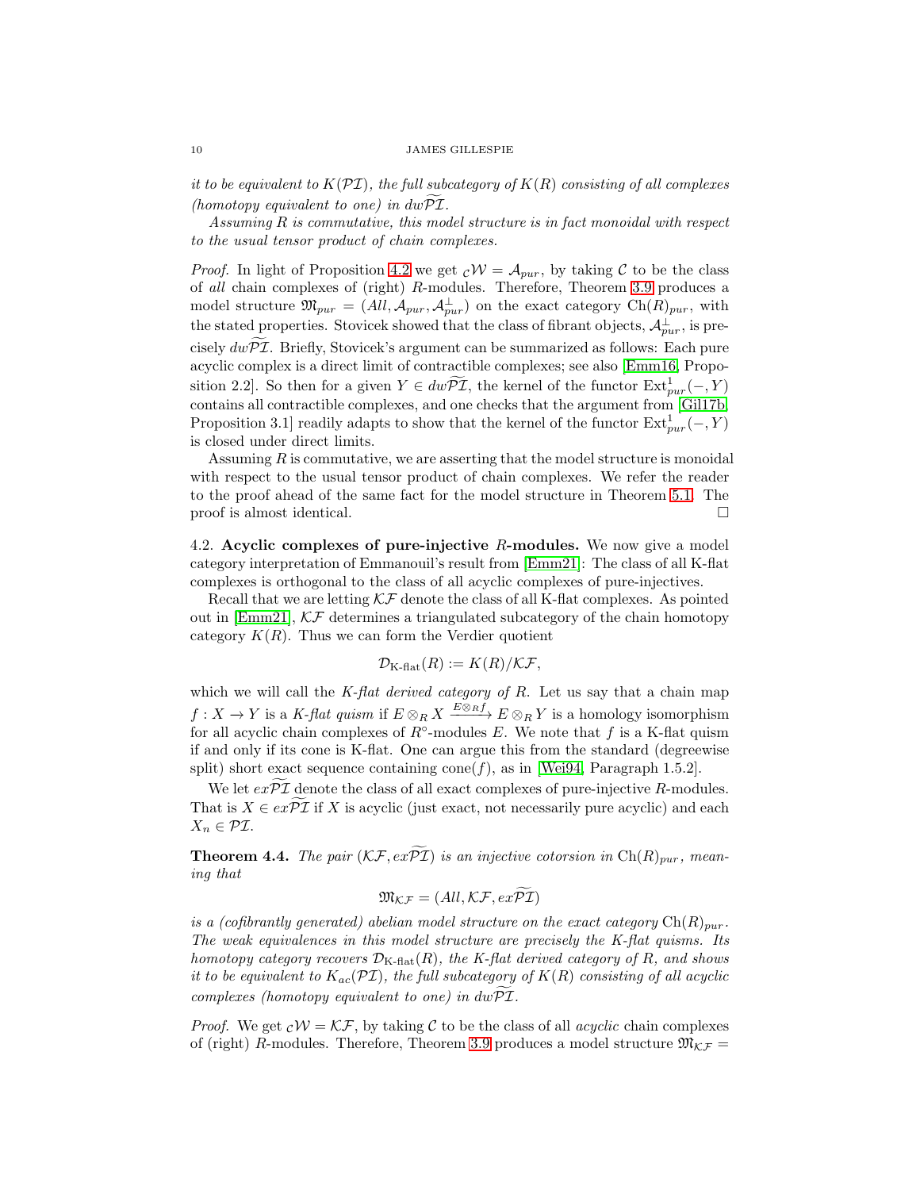*it to be equivalent to $K(\mathcal{PI})$, the full subcategory of $K(R)$ consisting of all complexes (homotopy equivalent to one) in $dw\widetilde{\mathcal{PI}}$.*

*Assuming $R$ is commutative, this model structure is in fact monoidal with respect to the usual tensor product of chain complexes.*

*Proof.* In light of Proposition 4.2 we get ${}_{\mathcal{C}}\mathcal{W} = \mathcal{A}_{pur}$, by taking $\mathcal{C}$ to be the class of *all* chain complexes of (right) $R$-modules. Therefore, Theorem 3.9 produces a model structure $\mathfrak{M}_{pur} = (All, \mathcal{A}_{pur}, \mathcal{A}_{pur}^{\perp})$ on the exact category $\mathrm{Ch}(R)_{pur}$, with the stated properties. Stovicek showed that the class of fibrant objects, $\mathcal{A}_{pur}^{\perp}$, is precisely $dw\widetilde{\mathcal{PI}}$. Briefly, Stovicek's argument can be summarized as follows: Each pure acyclic complex is a direct limit of contractible complexes; see also [Emm16, Proposition 2.2]. So then for a given $Y \in dw\widetilde{\mathcal{PI}}$, the kernel of the functor $\mathrm{Ext}^1_{pur}(-, Y)$ contains all contractible complexes, and one checks that the argument from [Gil17b, Proposition 3.1] readily adapts to show that the kernel of the functor $\mathrm{Ext}^1_{pur}(-, Y)$ is closed under direct limits.

Assuming $R$ is commutative, we are asserting that the model structure is monoidal with respect to the usual tensor product of chain complexes. We refer the reader to the proof ahead of the same fact for the model structure in Theorem 5.1. The proof is almost identical. $\square$

### 4.2. Acyclic complexes of pure-injective $R$-modules.

We now give a model category interpretation of Emmanouil's result from [Emm21]: The class of all K-flat complexes is orthogonal to the class of all acyclic complexes of pure-injectives.

Recall that we are letting $\mathcal{KF}$ denote the class of all K-flat complexes. As pointed out in [Emm21], $\mathcal{KF}$ determines a triangulated subcategory of the chain homotopy category $K(R)$. Thus we can form the Verdier quotient

$$\mathcal{D}_{\text{K-flat}}(R) := K(R)/\mathcal{KF},$$

which we will call the *K-flat derived category of $R$*. Let us say that a chain map $f : X \to Y$ is a *K-flat quism* if $E \otimes_R X \xrightarrow{E \otimes_R f} E \otimes_R Y$ is a homology isomorphism for all acyclic chain complexes of $R^{\circ}$-modules $E$. We note that $f$ is a K-flat quism if and only if its cone is K-flat. One can argue this from the standard (degreewise split) short exact sequence containing $\mathrm{cone}(f)$, as in [Wei94, Paragraph 1.5.2].

We let $ex\widetilde{\mathcal{PI}}$ denote the class of all exact complexes of pure-injective $R$-modules. That is $X \in ex\widetilde{\mathcal{PI}}$ if $X$ is acyclic (just exact, not necessarily pure acyclic) and each $X_n \in \mathcal{PI}$.

**Theorem 4.4.** *The pair $(\mathcal{KF}, ex\widetilde{\mathcal{PI}})$ is an injective cotorsion in $\mathrm{Ch}(R)_{pur}$, meaning that*

$$\mathfrak{M}_{\mathcal{KF}} = (All, \mathcal{KF}, ex\widetilde{\mathcal{PI}})$$

*is a (cofibrantly generated) abelian model structure on the exact category $\mathrm{Ch}(R)_{pur}$. The weak equivalences in this model structure are precisely the K-flat quisms. Its homotopy category recovers $\mathcal{D}_{\text{K-flat}}(R)$, the K-flat derived category of $R$, and shows it to be equivalent to $K_{ac}(\mathcal{PI})$, the full subcategory of $K(R)$ consisting of all acyclic complexes (homotopy equivalent to one) in $dw\widetilde{\mathcal{PI}}$.*

*Proof.* We get ${}_{\mathcal{C}}\mathcal{W} = \mathcal{KF}$, by taking $\mathcal{C}$ to be the class of all *acyclic* chain complexes of (right) $R$-modules. Therefore, Theorem 3.9 produces a model structure $\mathfrak{M}_{\mathcal{KF}} =$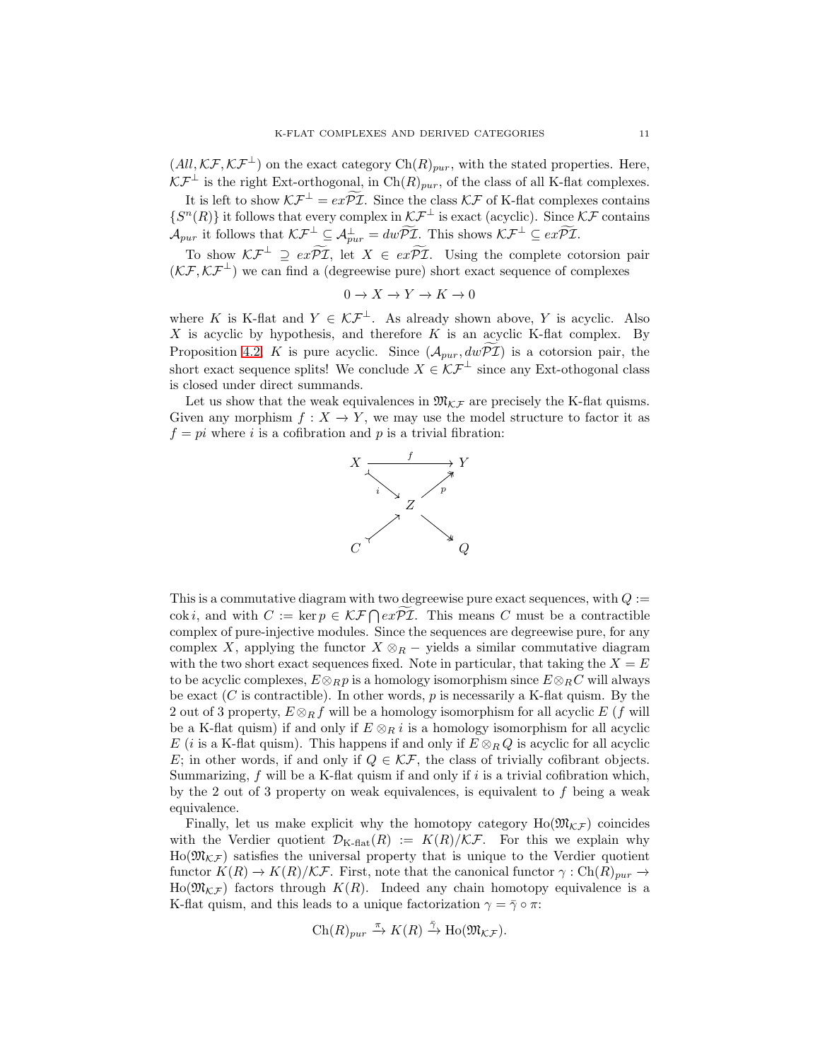$(All, \mathcal{KF}, \mathcal{KF}^{\perp})$ on the exact category $\mathrm{Ch}(R)_{pur}$, with the stated properties. Here, $\mathcal{KF}^{\perp}$ is the right Ext-orthogonal, in $\mathrm{Ch}(R)_{pur}$, of the class of all K-flat complexes.

It is left to show $\mathcal{KF}^{\perp} = ex\widetilde{\mathcal{PI}}$. Since the class $\mathcal{KF}$ of K-flat complexes contains $\{S^n(R)\}$ it follows that every complex in $\mathcal{KF}^{\perp}$ is exact (acyclic). Since $\mathcal{KF}$ contains $\mathcal{A}_{pur}$ it follows that $\mathcal{KF}^{\perp} \subseteq \mathcal{A}_{pur}^{\perp} = dw\widetilde{\mathcal{PI}}$. This shows $\mathcal{KF}^{\perp} \subseteq ex\widetilde{\mathcal{PI}}$.

To show $\mathcal{KF}^{\perp} \supseteq ex\widetilde{\mathcal{PI}}$, let $X \in ex\widetilde{\mathcal{PI}}$. Using the complete cotorsion pair $(\mathcal{KF}, \mathcal{KF}^{\perp})$ we can find a (degreewise pure) short exact sequence of complexes

$$0 \to X \to Y \to K \to 0$$

where $K$ is K-flat and $Y \in \mathcal{KF}^{\perp}$. As already shown above, $Y$ is acyclic. Also $X$ is acyclic by hypothesis, and therefore $K$ is an acyclic K-flat complex. By Proposition 4.2, $K$ is pure acyclic. Since $(\mathcal{A}_{pur}, dw\widetilde{\mathcal{PI}})$ is a cotorsion pair, the short exact sequence splits! We conclude $X \in \mathcal{KF}^{\perp}$ since any Ext-othogonal class is closed under direct summands.

Let us show that the weak equivalences in $\mathfrak{M}_{\mathcal{KF}}$ are precisely the K-flat quisms. Given any morphism $f : X \to Y$, we may use the model structure to factor it as $f = pi$ where $i$ is a cofibration and $p$ is a trivial fibration:

$$\begin{array}{ccccc} X & & \xrightarrow{f} & & Y \\ & \searrow^{i} & & \nearrow_{p} & \\ & & Z & & \\ & \nearrow & & \searrow & \\ C & & & & Q \end{array}$$

This is a commutative diagram with two degreewise pure exact sequences, with $Q := \operatorname{cok} i$, and with $C := \ker p \in \mathcal{KF} \bigcap ex\widetilde{\mathcal{PI}}$. This means $C$ must be a contractible complex of pure-injective modules. Since the sequences are degreewise pure, for any complex $X$, applying the functor $X \otimes_R -$ yields a similar commutative diagram with the two short exact sequences fixed. Note in particular, that taking the $X = E$ to be acyclic complexes, $E \otimes_R p$ is a homology isomorphism since $E \otimes_R C$ will always be exact ($C$ is contractible). In other words, $p$ is necessarily a K-flat quism. By the 2 out of 3 property, $E \otimes_R f$ will be a homology isomorphism for all acyclic $E$ ($f$ will be a K-flat quism) if and only if $E \otimes_R i$ is a homology isomorphism for all acyclic $E$ ($i$ is a K-flat quism). This happens if and only if $E \otimes_R Q$ is acyclic for all acyclic $E$; in other words, if and only if $Q \in \mathcal{KF}$, the class of trivially cofibrant objects. Summarizing, $f$ will be a K-flat quism if and only if $i$ is a trivial cofibration which, by the 2 out of 3 property on weak equivalences, is equivalent to $f$ being a weak equivalence.

Finally, let us make explicit why the homotopy category $\mathrm{Ho}(\mathfrak{M}_{\mathcal{KF}})$ coincides with the Verdier quotient $\mathcal{D}_{\text{K-flat}}(R) := K(R)/\mathcal{KF}$. For this we explain why $\mathrm{Ho}(\mathfrak{M}_{\mathcal{KF}})$ satisfies the universal property that is unique to the Verdier quotient functor $K(R) \to K(R)/\mathcal{KF}$. First, note that the canonical functor $\gamma : \mathrm{Ch}(R)_{pur} \to \mathrm{Ho}(\mathfrak{M}_{\mathcal{KF}})$ factors through $K(R)$. Indeed any chain homotopy equivalence is a K-flat quism, and this leads to a unique factorization $\gamma = \bar{\gamma} \circ \pi$:

$$\mathrm{Ch}(R)_{pur} \xrightarrow{\pi} K(R) \xrightarrow{\bar{\gamma}} \mathrm{Ho}(\mathfrak{M}_{\mathcal{KF}}).$$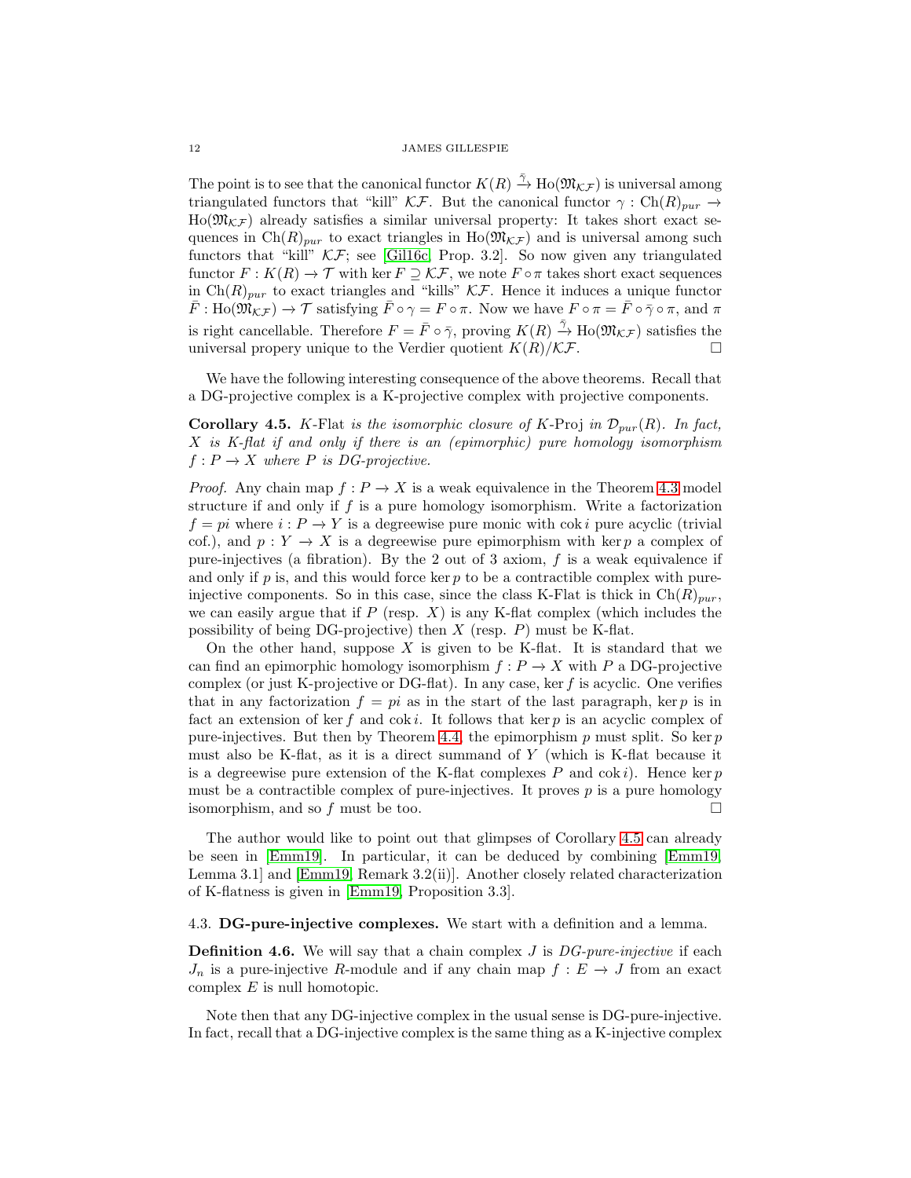The point is to see that the canonical functor $K(R) \xrightarrow{\bar{\gamma}} \mathrm{Ho}(\mathfrak{M}_{\mathcal{KF}})$ is universal among triangulated functors that "kill" $\mathcal{KF}$. But the canonical functor $\gamma : \mathrm{Ch}(R)_{pur} \to \mathrm{Ho}(\mathfrak{M}_{\mathcal{KF}})$ already satisfies a similar universal property: It takes short exact sequences in $\mathrm{Ch}(R)_{pur}$ to exact triangles in $\mathrm{Ho}(\mathfrak{M}_{\mathcal{KF}})$ and is universal among such functors that "kill" $\mathcal{KF}$; see [Gil16c, Prop. 3.2]. So now given any triangulated functor $F : K(R) \to \mathcal{T}$ with $\ker F \supseteq \mathcal{KF}$, we note $F \circ \pi$ takes short exact sequences in $\mathrm{Ch}(R)_{pur}$ to exact triangles and "kills" $\mathcal{KF}$. Hence it induces a unique functor $\bar{F} : \mathrm{Ho}(\mathfrak{M}_{\mathcal{KF}}) \to \mathcal{T}$ satisfying $\bar{F} \circ \gamma = F \circ \pi$. Now we have $F \circ \pi = \bar{F} \circ \bar{\gamma} \circ \pi$, and $\pi$ is right cancellable. Therefore $F = \bar{F} \circ \bar{\gamma}$, proving $K(R) \xrightarrow{\bar{\gamma}} \mathrm{Ho}(\mathfrak{M}_{\mathcal{KF}})$ satisfies the universal propery unique to the Verdier quotient $K(R)/\mathcal{KF}$. □

We have the following interesting consequence of the above theorems. Recall that a DG-projective complex is a K-projective complex with projective components.

**Corollary 4.5.** *K-*Flat *is the isomorphic closure of K-*Proj *in $\mathcal{D}_{pur}(R)$. In fact, $X$ is K-flat if and only if there is an (epimorphic) pure homology isomorphism $f : P \to X$ where $P$ is DG-projective.*

*Proof.* Any chain map $f : P \to X$ is a weak equivalence in the Theorem 4.3 model structure if and only if $f$ is a pure homology isomorphism. Write a factorization $f = pi$ where $i : P \to Y$ is a degreewise pure monic with $\operatorname{cok} i$ pure acyclic (trivial cof.), and $p : Y \to X$ is a degreewise pure epimorphism with $\ker p$ a complex of pure-injectives (a fibration). By the 2 out of 3 axiom, $f$ is a weak equivalence if and only if $p$ is, and this would force $\ker p$ to be a contractible complex with pure-injective components. So in this case, since the class K-Flat is thick in $\mathrm{Ch}(R)_{pur}$, we can easily argue that if $P$ (resp. $X$) is any K-flat complex (which includes the possibility of being DG-projective) then $X$ (resp. $P$) must be K-flat.

On the other hand, suppose $X$ is given to be K-flat. It is standard that we can find an epimorphic homology isomorphism $f : P \to X$ with $P$ a DG-projective complex (or just K-projective or DG-flat). In any case, $\ker f$ is acyclic. One verifies that in any factorization $f = pi$ as in the start of the last paragraph, $\ker p$ is in fact an extension of $\ker f$ and $\operatorname{cok} i$. It follows that $\ker p$ is an acyclic complex of pure-injectives. But then by Theorem 4.4, the epimorphism $p$ must split. So $\ker p$ must also be K-flat, as it is a direct summand of $Y$ (which is K-flat because it is a degreewise pure extension of the K-flat complexes $P$ and $\operatorname{cok} i$). Hence $\ker p$ must be a contractible complex of pure-injectives. It proves $p$ is a pure homology isomorphism, and so $f$ must be too. □

The author would like to point out that glimpses of Corollary 4.5 can already be seen in [Emm19]. In particular, it can be deduced by combining [Emm19, Lemma 3.1] and [Emm19, Remark 3.2(ii)]. Another closely related characterization of K-flatness is given in [Emm19, Proposition 3.3].

### 4.3. DG-pure-injective complexes.

We start with a definition and a lemma.

**Definition 4.6.** We will say that a chain complex $J$ is *DG-pure-injective* if each $J_n$ is a pure-injective $R$-module and if any chain map $f : E \to J$ from an exact complex $E$ is null homotopic.

Note then that any DG-injective complex in the usual sense is DG-pure-injective. In fact, recall that a DG-injective complex is the same thing as a K-injective complex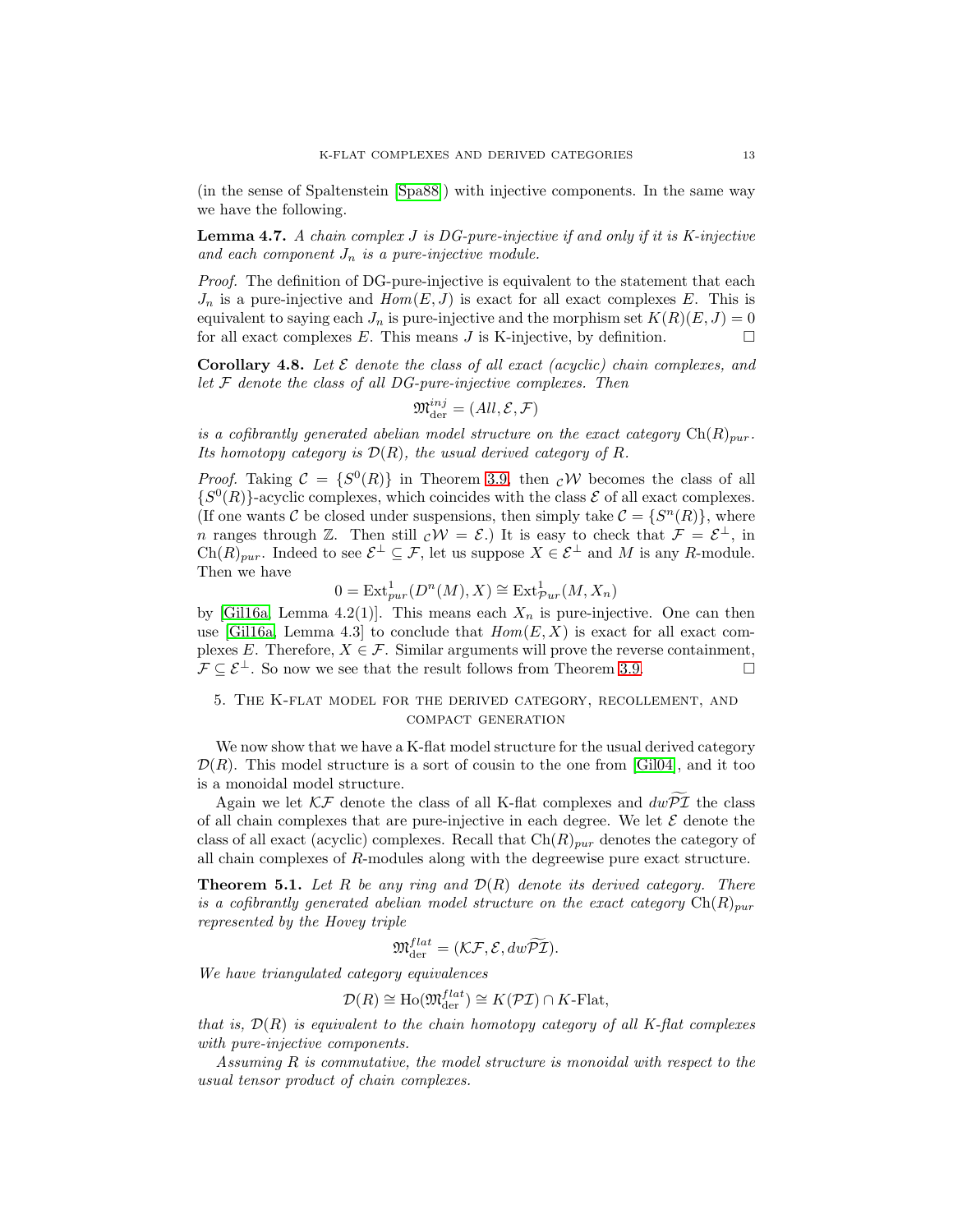(in the sense of Spaltenstein [Spa88]) with injective components. In the same way we have the following.

**Lemma 4.7.** *A chain complex $J$ is DG-pure-injective if and only if it is K-injective and each component $J_n$ is a pure-injective module.*

*Proof.* The definition of DG-pure-injective is equivalent to the statement that each $J_n$ is a pure-injective and $Hom(E, J)$ is exact for all exact complexes $E$. This is equivalent to saying each $J_n$ is pure-injective and the morphism set $K(R)(E, J) = 0$ for all exact complexes $E$. This means $J$ is K-injective, by definition. $\square$

**Corollary 4.8.** *Let $\mathcal{E}$ denote the class of all exact (acyclic) chain complexes, and let $\mathcal{F}$ denote the class of all DG-pure-injective complexes. Then*

$$\mathfrak{M}^{inj}_{\text{der}} = (All, \mathcal{E}, \mathcal{F})$$

*is a cofibrantly generated abelian model structure on the exact category $\text{Ch}(R)_{pur}$. Its homotopy category is $\mathcal{D}(R)$, the usual derived category of $R$.*

*Proof.* Taking $\mathcal{C} = \{S^0(R)\}$ in Theorem 3.9, then ${}_{\mathcal{C}}\mathcal{W}$ becomes the class of all $\{S^0(R)\}$-acyclic complexes, which coincides with the class $\mathcal{E}$ of all exact complexes. (If one wants $\mathcal{C}$ be closed under suspensions, then simply take $\mathcal{C} = \{S^n(R)\}$, where $n$ ranges through $\mathbb{Z}$. Then still ${}_{\mathcal{C}}\mathcal{W} = \mathcal{E}$.) It is easy to check that $\mathcal{F} = \mathcal{E}^{\perp}$, in $\text{Ch}(R)_{pur}$. Indeed to see $\mathcal{E}^{\perp} \subseteq \mathcal{F}$, let us suppose $X \in \mathcal{E}^{\perp}$ and $M$ is any $R$-module. Then we have

$$0 = \text{Ext}^1_{pur}(D^n(M), X) \cong \text{Ext}^1_{\mathcal{P}ur}(M, X_n)$$

by [Gil16a, Lemma 4.2(1)]. This means each $X_n$ is pure-injective. One can then use [Gil16a, Lemma 4.3] to conclude that $Hom(E, X)$ is exact for all exact complexes $E$. Therefore, $X \in \mathcal{F}$. Similar arguments will prove the reverse containment, $\mathcal{F} \subseteq \mathcal{E}^{\perp}$. So now we see that the result follows from Theorem 3.9. $\square$

## 5. The K-flat model for the derived category, recollement, and compact generation

We now show that we have a K-flat model structure for the usual derived category $\mathcal{D}(R)$. This model structure is a sort of cousin to the one from [Gil04], and it too is a monoidal model structure.

Again we let $\mathcal{KF}$ denote the class of all K-flat complexes and $dw\widetilde{\mathcal{PI}}$ the class of all chain complexes that are pure-injective in each degree. We let $\mathcal{E}$ denote the class of all exact (acyclic) complexes. Recall that $\text{Ch}(R)_{pur}$ denotes the category of all chain complexes of $R$-modules along with the degreewise pure exact structure.

**Theorem 5.1.** *Let $R$ be any ring and $\mathcal{D}(R)$ denote its derived category. There is a cofibrantly generated abelian model structure on the exact category $\text{Ch}(R)_{pur}$ represented by the Hovey triple*

$$\mathfrak{M}^{flat}_{\text{der}} = (\mathcal{KF}, \mathcal{E}, dw\widetilde{\mathcal{PI}}).$$

*We have triangulated category equivalences*

$$\mathcal{D}(R) \cong \text{Ho}(\mathfrak{M}^{flat}_{\text{der}}) \cong K(\mathcal{PI}) \cap K\text{-Flat},$$

*that is, $\mathcal{D}(R)$ is equivalent to the chain homotopy category of all K-flat complexes with pure-injective components.*

*Assuming $R$ is commutative, the model structure is monoidal with respect to the usual tensor product of chain complexes.*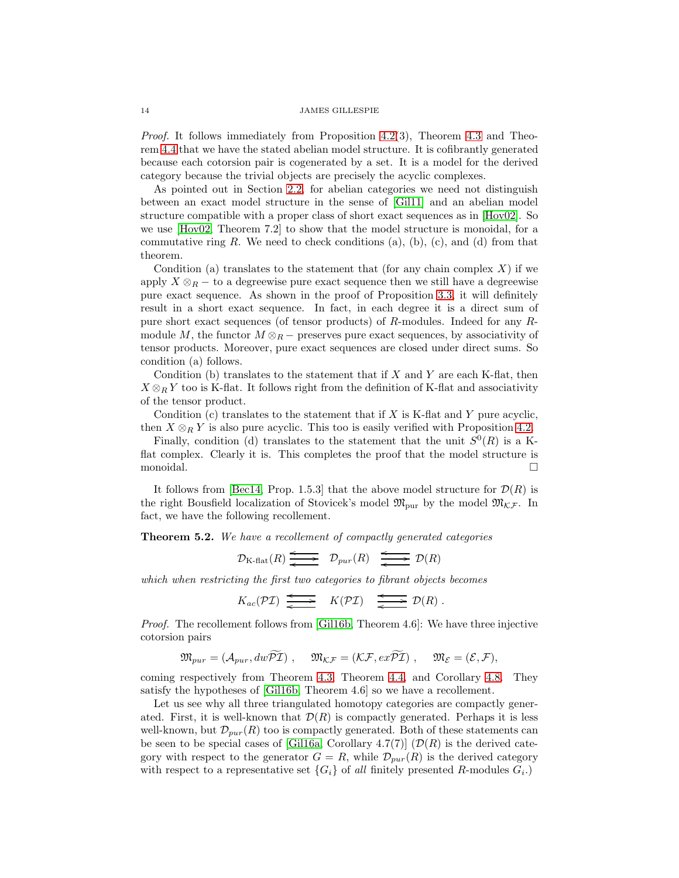*Proof.* It follows immediately from Proposition 4.2(3), Theorem 4.3 and Theorem 4.4 that we have the stated abelian model structure. It is cofibrantly generated because each cotorsion pair is cogenerated by a set. It is a model for the derived category because the trivial objects are precisely the acyclic complexes.

As pointed out in Section 2.2, for abelian categories we need not distinguish between an exact model structure in the sense of [Gil11] and an abelian model structure compatible with a proper class of short exact sequences as in [Hov02]. So we use [Hov02, Theorem 7.2] to show that the model structure is monoidal, for a commutative ring $R$. We need to check conditions (a), (b), (c), and (d) from that theorem.

Condition (a) translates to the statement that (for any chain complex $X$) if we apply $X \otimes_R -$ to a degreewise pure exact sequence then we still have a degreewise pure exact sequence. As shown in the proof of Proposition 3.3, it will definitely result in a short exact sequence. In fact, in each degree it is a direct sum of pure short exact sequences (of tensor products) of $R$-modules. Indeed for any $R$-module $M$, the functor $M \otimes_R -$ preserves pure exact sequences, by associativity of tensor products. Moreover, pure exact sequences are closed under direct sums. So condition (a) follows.

Condition (b) translates to the statement that if $X$ and $Y$ are each K-flat, then $X \otimes_R Y$ too is K-flat. It follows right from the definition of K-flat and associativity of the tensor product.

Condition (c) translates to the statement that if $X$ is K-flat and $Y$ pure acyclic, then $X \otimes_R Y$ is also pure acyclic. This too is easily verified with Proposition 4.2.

Finally, condition (d) translates to the statement that the unit $S^0(R)$ is a K-flat complex. Clearly it is. This completes the proof that the model structure is monoidal. □

It follows from [Bec14, Prop. 1.5.3] that the above model structure for $\mathcal{D}(R)$ is the right Bousfield localization of Stovicek's model $\mathfrak{M}_{\text{pur}}$ by the model $\mathfrak{M}_{\mathcal{KF}}$. In fact, we have the following recollement.

**Theorem 5.2.** *We have a recollement of compactly generated categories*

$$\mathcal{D}_{\text{K-flat}}(R) \rightleftarrows \mathcal{D}_{pur}(R) \rightleftarrows \mathcal{D}(R)$$

*which when restricting the first two categories to fibrant objects becomes*

$$K_{ac}(\mathcal{PI}) \rightleftarrows K(\mathcal{PI}) \rightleftarrows \mathcal{D}(R)\,.$$

*Proof.* The recollement follows from [Gil16b, Theorem 4.6]: We have three injective cotorsion pairs

$$\mathfrak{M}_{pur} = (\mathcal{A}_{pur}, dw\widetilde{\mathcal{PI}})\ , \quad \mathfrak{M}_{\mathcal{KF}} = (\mathcal{KF}, ex\widetilde{\mathcal{PI}})\ , \quad \mathfrak{M}_{\mathcal{E}} = (\mathcal{E}, \mathcal{F}),$$

coming respectively from Theorem 4.3, Theorem 4.4, and Corollary 4.8. They satisfy the hypotheses of [Gil16b, Theorem 4.6] so we have a recollement.

Let us see why all three triangulated homotopy categories are compactly generated. First, it is well-known that $\mathcal{D}(R)$ is compactly generated. Perhaps it is less well-known, but $\mathcal{D}_{pur}(R)$ too is compactly generated. Both of these statements can be seen to be special cases of [Gil16a, Corollary 4.7(7)] ($\mathcal{D}(R)$ is the derived category with respect to the generator $G = R$, while $\mathcal{D}_{pur}(R)$ is the derived category with respect to a representative set $\{G_i\}$ of *all* finitely presented $R$-modules $G_i$.)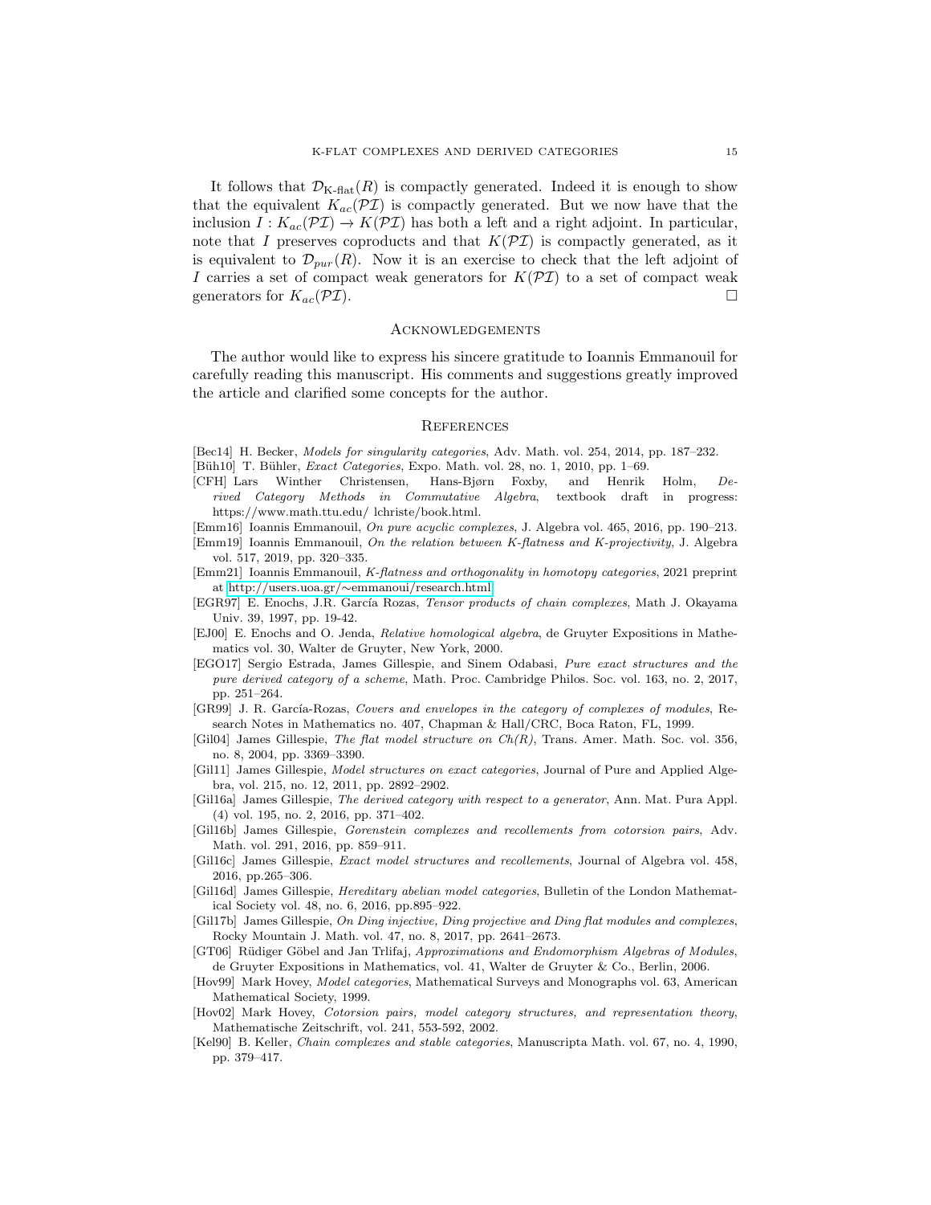It follows that $\mathcal{D}_{\text{K-flat}}(R)$ is compactly generated. Indeed it is enough to show that the equivalent $K_{ac}(\mathcal{PI})$ is compactly generated. But we now have that the inclusion $I : K_{ac}(\mathcal{PI}) \to K(\mathcal{PI})$ has both a left and a right adjoint. In particular, note that $I$ preserves coproducts and that $K(\mathcal{PI})$ is compactly generated, as it is equivalent to $\mathcal{D}_{pur}(R)$. Now it is an exercise to check that the left adjoint of $I$ carries a set of compact weak generators for $K(\mathcal{PI})$ to a set of compact weak generators for $K_{ac}(\mathcal{PI})$. □

## Acknowledgements

The author would like to express his sincere gratitude to Ioannis Emmanouil for carefully reading this manuscript. His comments and suggestions greatly improved the article and clarified some concepts for the author.

## References

[Bec14] H. Becker, *Models for singularity categories*, Adv. Math. vol. 254, 2014, pp. 187–232.

[Büh10] T. Bühler, *Exact Categories*, Expo. Math. vol. 28, no. 1, 2010, pp. 1–69.

[CFH] Lars Winther Christensen, Hans-Bjørn Foxby, and Henrik Holm, *Derived Category Methods in Commutative Algebra*, textbook draft in progress: https://www.math.ttu.edu/ lchriste/book.html.

[Emm16] Ioannis Emmanouil, *On pure acyclic complexes*, J. Algebra vol. 465, 2016, pp. 190–213.

[Emm19] Ioannis Emmanouil, *On the relation between K-flatness and K-projectivity*, J. Algebra vol. 517, 2019, pp. 320–335.

[Emm21] Ioannis Emmanouil, *K-flatness and orthogonality in homotopy categories*, 2021 preprint at http://users.uoa.gr/∼emmanoui/research.html.

[EGR97] E. Enochs, J.R. García Rozas, *Tensor products of chain complexes*, Math J. Okayama Univ. 39, 1997, pp. 19-42.

[EJ00] E. Enochs and O. Jenda, *Relative homological algebra*, de Gruyter Expositions in Mathematics vol. 30, Walter de Gruyter, New York, 2000.

[EGO17] Sergio Estrada, James Gillespie, and Sinem Odabasi, *Pure exact structures and the pure derived category of a scheme*, Math. Proc. Cambridge Philos. Soc. vol. 163, no. 2, 2017, pp. 251–264.

[GR99] J. R. García-Rozas, *Covers and envelopes in the category of complexes of modules*, Research Notes in Mathematics no. 407, Chapman & Hall/CRC, Boca Raton, FL, 1999.

[Gil04] James Gillespie, *The flat model structure on Ch(R)*, Trans. Amer. Math. Soc. vol. 356, no. 8, 2004, pp. 3369–3390.

[Gil11] James Gillespie, *Model structures on exact categories*, Journal of Pure and Applied Algebra, vol. 215, no. 12, 2011, pp. 2892–2902.

[Gil16a] James Gillespie, *The derived category with respect to a generator*, Ann. Mat. Pura Appl. (4) vol. 195, no. 2, 2016, pp. 371–402.

[Gil16b] James Gillespie, *Gorenstein complexes and recollements from cotorsion pairs*, Adv. Math. vol. 291, 2016, pp. 859–911.

[Gil16c] James Gillespie, *Exact model structures and recollements*, Journal of Algebra vol. 458, 2016, pp.265–306.

[Gil16d] James Gillespie, *Hereditary abelian model categories*, Bulletin of the London Mathematical Society vol. 48, no. 6, 2016, pp.895–922.

[Gil17b] James Gillespie, *On Ding injective, Ding projective and Ding flat modules and complexes*, Rocky Mountain J. Math. vol. 47, no. 8, 2017, pp. 2641–2673.

[GT06] Rüdiger Göbel and Jan Trlifaj, *Approximations and Endomorphism Algebras of Modules*, de Gruyter Expositions in Mathematics, vol. 41, Walter de Gruyter & Co., Berlin, 2006.

[Hov99] Mark Hovey, *Model categories*, Mathematical Surveys and Monographs vol. 63, American Mathematical Society, 1999.

[Hov02] Mark Hovey, *Cotorsion pairs, model category structures, and representation theory*, Mathematische Zeitschrift, vol. 241, 553-592, 2002.

[Kel90] B. Keller, *Chain complexes and stable categories*, Manuscripta Math. vol. 67, no. 4, 1990, pp. 379–417.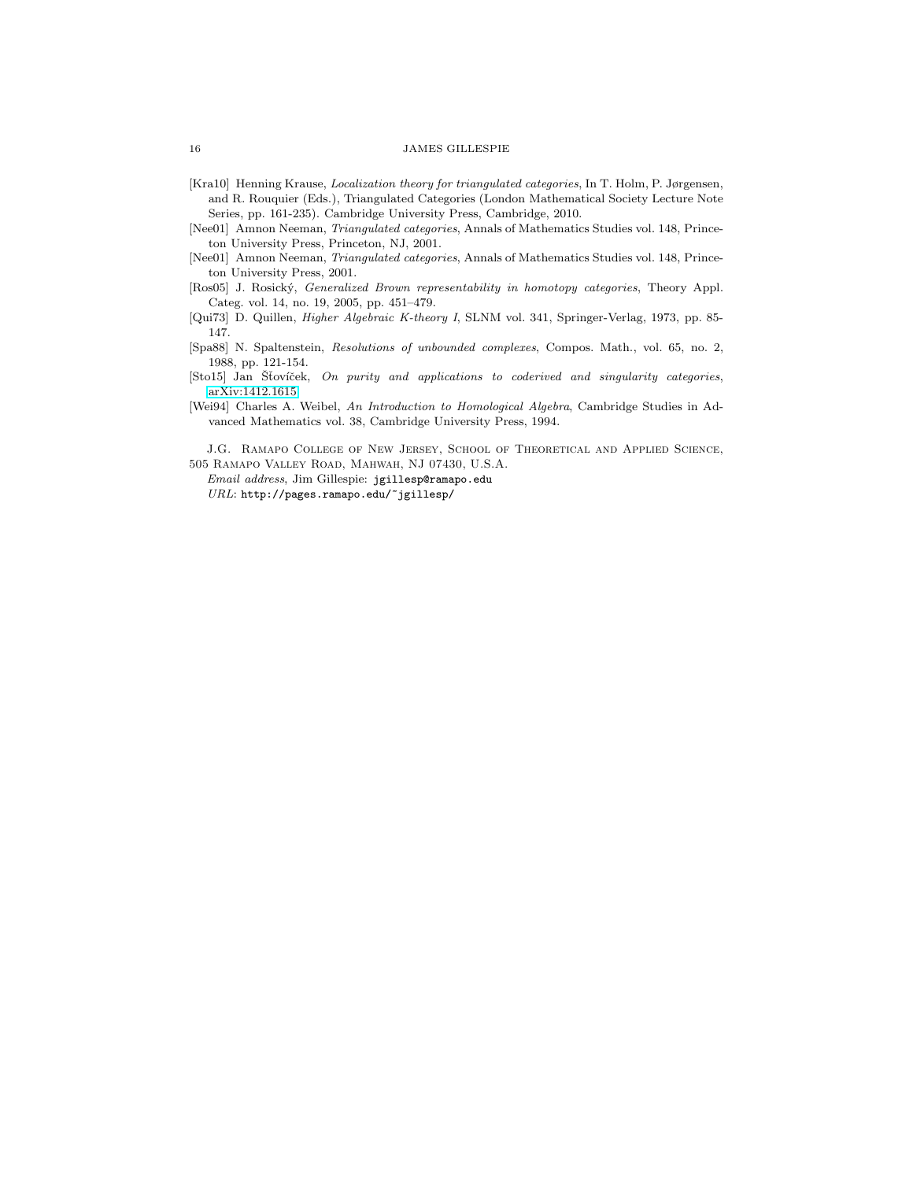[Kra10] Henning Krause, *Localization theory for triangulated categories*, In T. Holm, P. Jørgensen, and R. Rouquier (Eds.), Triangulated Categories (London Mathematical Society Lecture Note Series, pp. 161-235). Cambridge University Press, Cambridge, 2010.

[Nee01] Amnon Neeman, *Triangulated categories*, Annals of Mathematics Studies vol. 148, Princeton University Press, Princeton, NJ, 2001.

[Nee01] Amnon Neeman, *Triangulated categories*, Annals of Mathematics Studies vol. 148, Princeton University Press, 2001.

[Ros05] J. Rosický, *Generalized Brown representability in homotopy categories*, Theory Appl. Categ. vol. 14, no. 19, 2005, pp. 451–479.

[Qui73] D. Quillen, *Higher Algebraic K-theory I*, SLNM vol. 341, Springer-Verlag, 1973, pp. 85-147.

[Spa88] N. Spaltenstein, *Resolutions of unbounded complexes*, Compos. Math., vol. 65, no. 2, 1988, pp. 121-154.

[Sto15] Jan Šťovíček, *On purity and applications to coderived and singularity categories*, arXiv:1412.1615

[Wei94] Charles A. Weibel, *An Introduction to Homological Algebra*, Cambridge Studies in Advanced Mathematics vol. 38, Cambridge University Press, 1994.

J.G. Ramapo College of New Jersey, School of Theoretical and Applied Science, 505 Ramapo Valley Road, Mahwah, NJ 07430, U.S.A.

*Email address*, Jim Gillespie: jgillesp@ramapo.edu

*URL*: http://pages.ramapo.edu/~jgillesp/